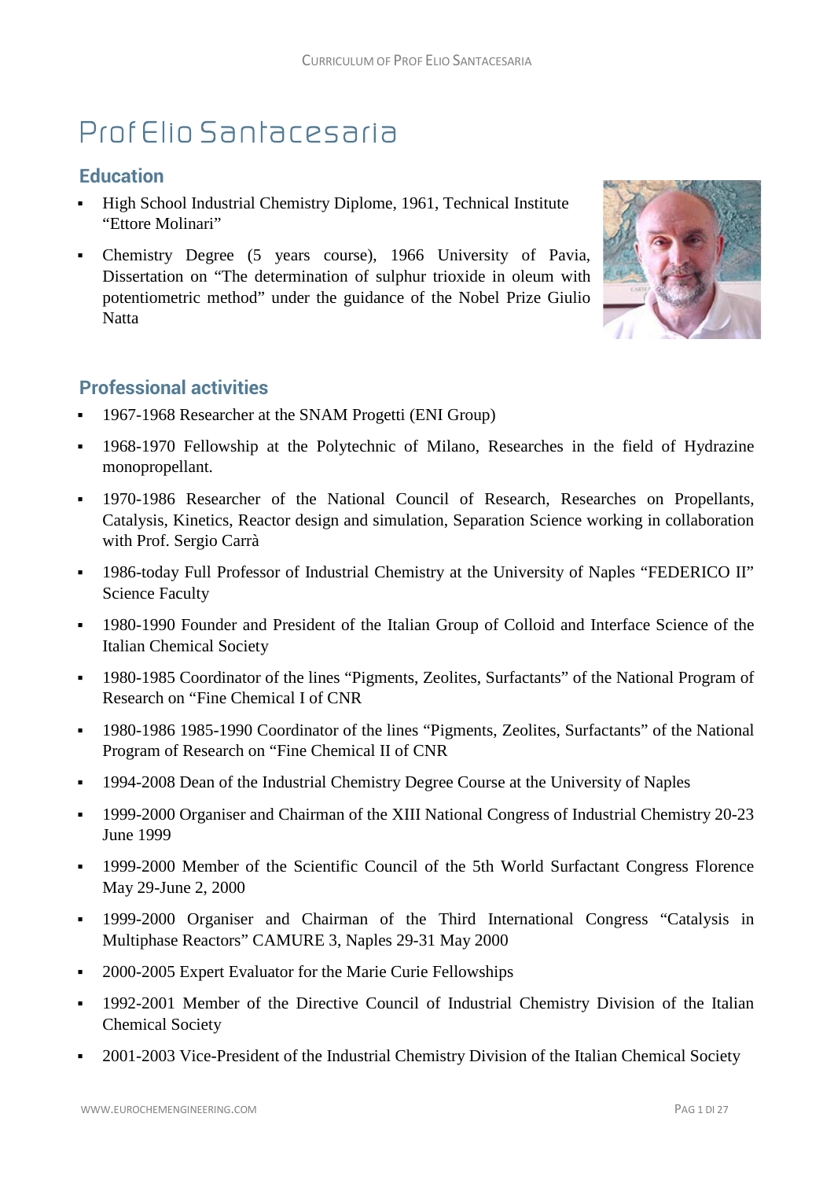# Prof Elio Santacesaria

## Education

- High School Industrial Chemistry Diplome, 1961, Technical Institute "Ettore Molinari"
- Chemistry Degree (5 years course), 1966 University of Pavia, Dissertation on "The determination of sulphur trioxide in oleum with potentiometric method" under the guidance of the Nobel Prize Giulio Natta

## Professional activities

- 1967-1968 Researcher at the SNAM Progetti (ENI Group)
- 1968-1970 Fellowship at the Polytechnic of Milano, Researches in the field of Hydrazine monopropellant.
- 1970-1986 Researcher of the National Council of Research, Researches on Propellants, Catalysis, Kinetics, Reactor design and simulation, Separation Science working in collaboration with Prof. Sergio Carrà
- 1986-today Full Professor of Industrial Chemistry at the University of Naples "FEDERICO II" Science Faculty
- 1980-1990 Founder and President of the Italian Group of Colloid and Interface Science of the Italian Chemical Society
- 1980-1985 Coordinator of the lines "Pigments, Zeolites, Surfactants" of the National Program of Research on "Fine Chemical I of CNR
- 1980-1986 1985-1990 Coordinator of the lines "Pigments, Zeolites, Surfactants" of the National Program of Research on "Fine Chemical II of CNR
- 1994-2008 Dean of the Industrial Chemistry Degree Course at the University of Naples
- 1999-2000 Organiser and Chairman of the XIII National Congress of Industrial Chemistry 20-23 June 1999
- 1999-2000 Member of the Scientific Council of the 5th World Surfactant Congress Florence May 29-June 2, 2000
- 1999-2000 Organiser and Chairman of the Third International Congress "Catalysis in Multiphase Reactors" CAMURE 3, Naples 29-31 May 2000
- 2000-2005 Expert Evaluator for the Marie Curie Fellowships
- 1992-2001 Member of the Directive Council of Industrial Chemistry Division of the Italian Chemical Society
- 2001-2003 Vice-President of the Industrial Chemistry Division of the Italian Chemical Society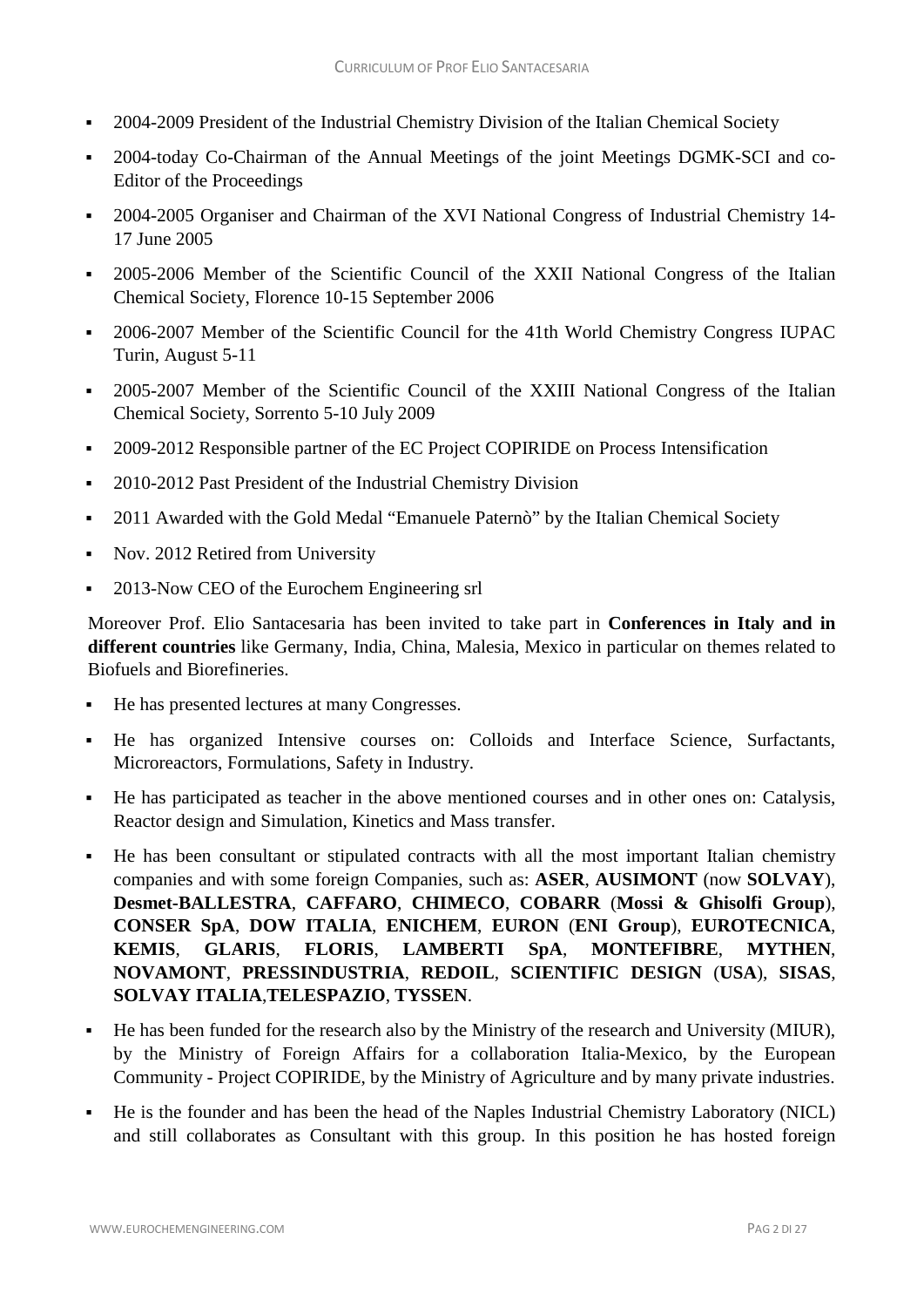- 2004-2009 President of the Industrial Chemistry Division of the Italian Chemical Society
- 2004-today Co-Chairman of the Annual Meetings of the joint Meetings DGMK-SCI and co-Editor of the Proceedings
- 2004-2005 Organiser and Chairman of the XVI National Congress of Industrial Chemistry 14-17 June 2005
- 2005-2006 Member of the Scientific Council of the XXII National Congress of the Italian Chemical Society, Florence 10-15 September 2006
- 2006-2007 Member of the Scientific Council for the 41th World Chemistry Congress IUPAC Turin, August 5-11
- 2005-2007 Member of the Scientific Council of the XXIII National Congress of the Italian Chemical Society, Sorrento 5-10 July 2009
- 2009-2012 Responsible partner of the EC Project COPIRIDE on Process Intensification
- 2010-2012 Past President of the Industrial Chemistry Division
- 2011 Awarded with the Gold Medal "Emanuele Paternò" by the Italian Chemical Society
- Nov. 2012 Retired from University
- 2013-Now CEO of the Eurochem Engineering srl

Moreover Prof. Elio Santacesaria has been invited to take part in **Conferences in Italy and in different countries** like Germany, India, China, Malesia, Mexico in particular on themes related to Biofuels and Biorefineries.

- He has presented lectures at many Congresses.
- He has organized Intensive courses on: Colloids and Interface Science, Surfactants, Microreactors, Formulations, Safety in Industry.
- He has participated as teacher in the above mentioned courses and in other ones on: Catalysis, Reactor design and Simulation, Kinetics and Mass transfer.
- He has been consultant or stipulated contracts with all the most important Italian chemistry companies and with some foreign Companies, such as: **ASER**, **AUSIMONT** (now **SOLVAY**), **Desmet-BALLESTRA**, **CAFFARO**, **CHIMECO**, **COBARR** (**Mossi & Ghisolfi Group**), **CONSER SpA**, **DOW ITALIA**, **ENICHEM**, **EURON** (**ENI Group**), **EUROTECNICA**, **KEMIS**, **GLARIS**, **FLORIS**, **LAMBERTI SpA**, **MONTEFIBRE**, **MYTHEN**, **NOVAMONT**, **PRESSINDUSTRIA**, **REDOIL**, **SCIENTIFIC DESIGN** (**USA**), **SISAS**, **SOLVAY ITALIA**,**TELESPAZIO**, **TYSSEN**.
- He has been funded for the research also by the Ministry of the research and University (MIUR), by the Ministry of Foreign Affairs for a collaboration Italia-Mexico, by the European Community - Project COPIRIDE, by the Ministry of Agriculture and by many private industries.
- He is the founder and has been the head of the Naples Industrial Chemistry Laboratory (NICL) and still collaborates as Consultant with this group. In this position he has hosted foreign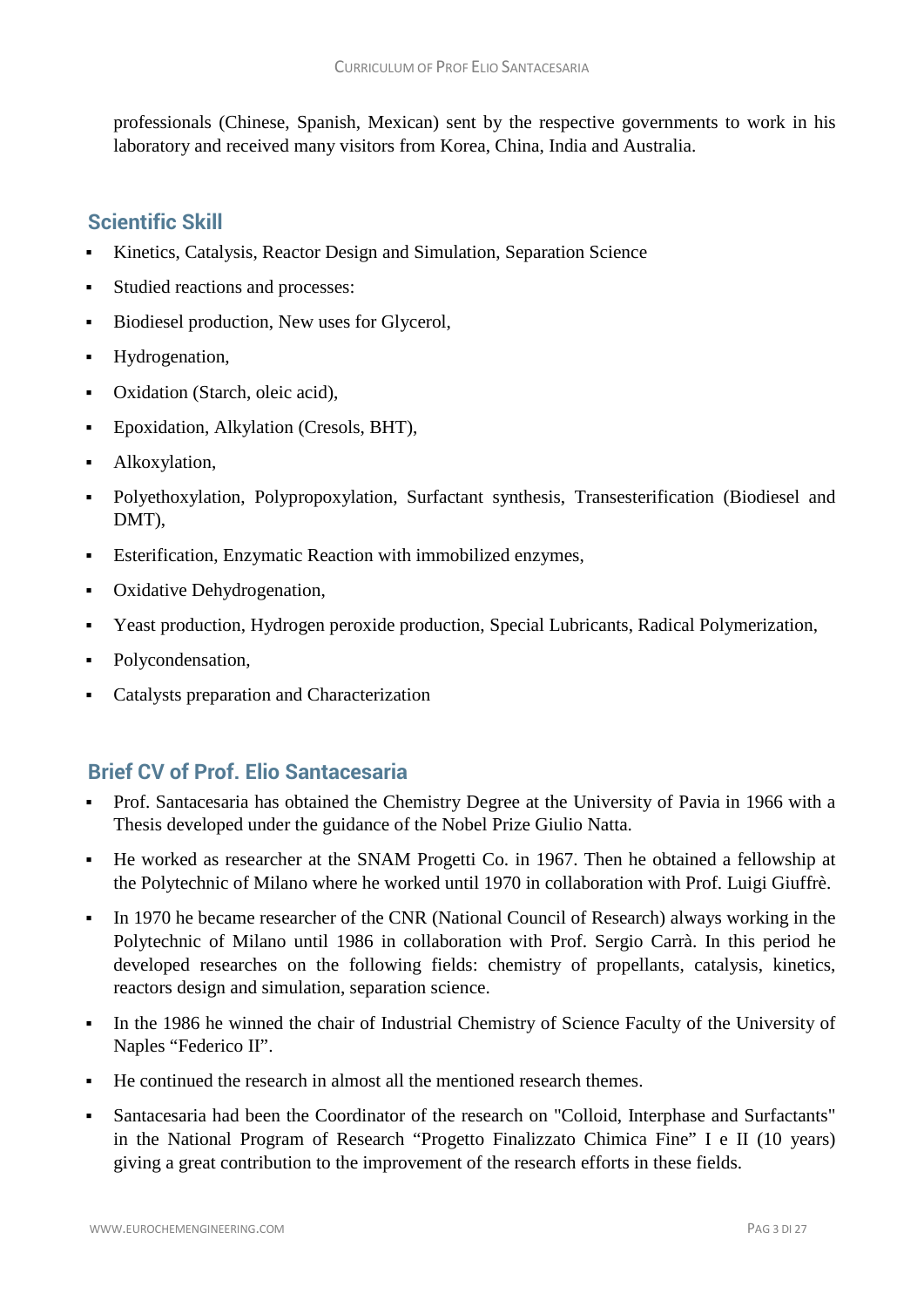professionals (Chinese, Spanish, Mexican) sent by the respective governments to work in his laboratory and received many visitors from Korea, China, India and Australia.

## Scientific Skill

- Kinetics, Catalysis, Reactor Design and Simulation, Separation Science
- Studied reactions and processes:
- Biodiesel production, New uses for Glycerol,
- Hydrogenation,
- Oxidation (Starch, oleic acid),
- Epoxidation, Alkylation (Cresols, BHT),
- Alkoxylation,
- Polyethoxylation, Polypropoxylation, Surfactant synthesis, Transesterification (Biodiesel and DMT),
- Esterification, Enzymatic Reaction with immobilized enzymes,
- Oxidative Dehydrogenation,
- Yeast production, Hydrogen peroxide production, Special Lubricants, Radical Polymerization,
- Polycondensation,
- Catalysts preparation and Characterization

## Brief CV of Prof. Elio Santacesaria

- Prof. Santacesaria has obtained the Chemistry Degree at the University of Pavia in 1966 with a Thesis developed under the guidance of the Nobel Prize Giulio Natta.
- He worked as researcher at the SNAM Progetti Co. in 1967. Then he obtained a fellowship at the Polytechnic of Milano where he worked until 1970 in collaboration with Prof. Luigi Giuffrè.
- In 1970 he became researcher of the CNR (National Council of Research) always working in the Polytechnic of Milano until 1986 in collaboration with Prof. Sergio Carrà. In this period he developed researches on the following fields: chemistry of propellants, catalysis, kinetics, reactors design and simulation, separation science.
- In the 1986 he winned the chair of Industrial Chemistry of Science Faculty of the University of Naples "Federico II".
- He continued the research in almost all the mentioned research themes.
- Santacesaria had been the Coordinator of the research on "Colloid, Interphase and Surfactants" in the National Program of Research "Progetto Finalizzato Chimica Fine" I e II (10 years) giving a great contribution to the improvement of the research efforts in these fields.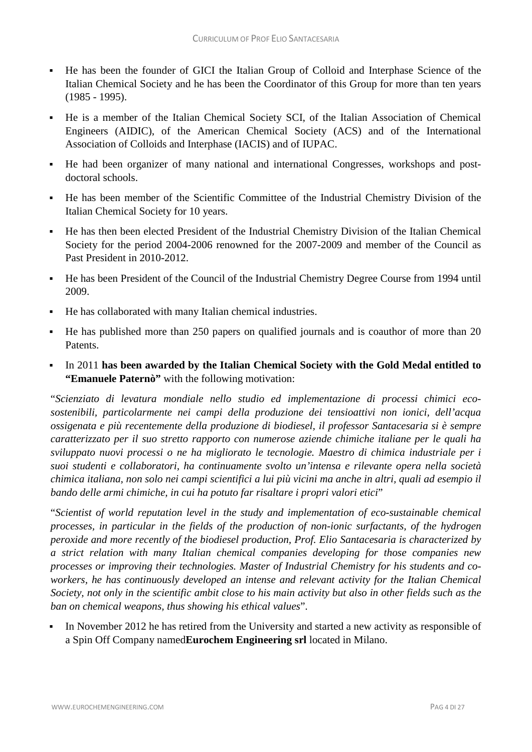- He has been the founder of GICI the Italian Group of Colloid and Interphase Science of the Italian Chemical Society and he has been the Coordinator of this Group for more than ten years (1985 - 1995).
- He is a member of the Italian Chemical Society SCI, of the Italian Association of Chemical Engineers (AIDIC), of the American Chemical Society (ACS) and of the International Association of Colloids and Interphase (IACIS) and of IUPAC.
- He had been organizer of many national and international Congresses, workshops and post-doctoral schools.
- He has been member of the Scientific Committee of the Industrial Chemistry Division of the Italian Chemical Society for 10 years.
- He has then been elected President of the Industrial Chemistry Division of the Italian Chemical Society for the period 2004-2006 renowned for the 2007-2009 and member of the Council as Past President in 2010-2012.
- He has been President of the Council of the Industrial Chemistry Degree Course from 1994 until 2009.
- He has collaborated with many Italian chemical industries.
- He has published more than 250 papers on qualified journals and is coauthor of more than 20 Patents.
- In 2011 **has been awarded by the Italian Chemical Society with the Gold Medal entitled to "Emanuele Paternò"** with the following motivation:

"*Scienziato di levatura mondiale nello studio ed implementazione di processi chimici eco-sostenibili, particolarmente nei campi della produzione dei tensioattivi non ionici, dell'acqua ossigenata e più recentemente della produzione di biodiesel, il professor Santacesaria si è sempre caratterizzato per il suo stretto rapporto con numerose aziende chimiche italiane per le quali ha sviluppato nuovi processi o ne ha migliorato le tecnologie. Maestro di chimica industriale per i suoi studenti e collaboratori, ha continuamente svolto un'intensa e rilevante opera nella società chimica italiana, non solo nei campi scientifici a lui più vicini ma anche in altri, quali ad esempio il bando delle armi chimiche, in cui ha potuto far risaltare i propri valori etici*"

"*Scientist of world reputation level in the study and implementation of eco-sustainable chemical processes, in particular in the fields of the production of non-ionic surfactants, of the hydrogen peroxide and more recently of the biodiesel production, Prof. Elio Santacesaria is characterized by a strict relation with many Italian chemical companies developing for those companies new processes or improving their technologies. Master of Industrial Chemistry for his students and co-workers, he has continuously developed an intense and relevant activity for the Italian Chemical Society, not only in the scientific ambit close to his main activity but also in other fields such as the ban on chemical weapons, thus showing his ethical values*".

- In November 2012 he has retired from the University and started a new activity as responsible of a Spin Off Company named**Eurochem Engineering srl** located in Milano.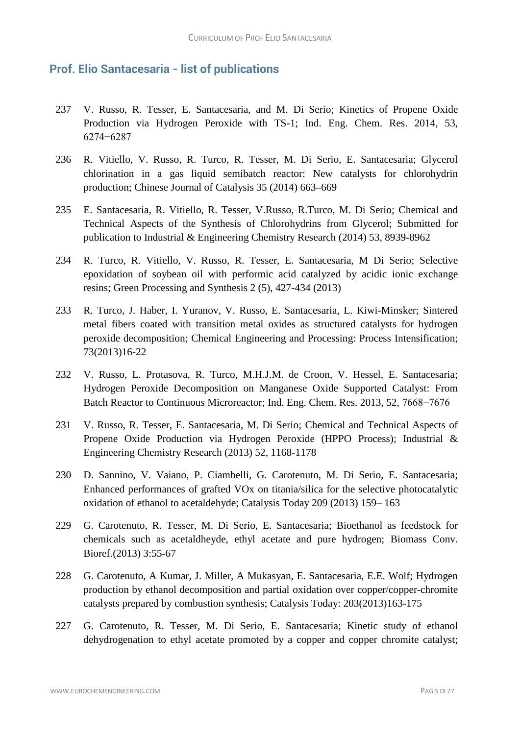## Prof. Elio Santacesaria - list of publications

237 V. Russo, R. Tesser, E. Santacesaria, and M. Di Serio; Kinetics of Propene Oxide Production via Hydrogen Peroxide with TS-1; Ind. Eng. Chem. Res. 2014, 53, 6274−6287

236 R. Vitiello, V. Russo, R. Turco, R. Tesser, M. Di Serio, E. Santacesaria; Glycerol chlorination in a gas liquid semibatch reactor: New catalysts for chlorohydrin production; Chinese Journal of Catalysis 35 (2014) 663–669

235 E. Santacesaria, R. Vitiello, R. Tesser, V.Russo, R.Turco, M. Di Serio; Chemical and Technical Aspects of the Synthesis of Chlorohydrins from Glycerol; Submitted for publication to Industrial & Engineering Chemistry Research (2014) 53, 8939-8962

234 R. Turco, R. Vitiello, V. Russo, R. Tesser, E. Santacesaria, M Di Serio; Selective epoxidation of soybean oil with performic acid catalyzed by acidic ionic exchange resins; Green Processing and Synthesis 2 (5), 427-434 (2013)

233 R. Turco, J. Haber, I. Yuranov, V. Russo, E. Santacesaria, L. Kiwi-Minsker; Sintered metal fibers coated with transition metal oxides as structured catalysts for hydrogen peroxide decomposition; Chemical Engineering and Processing: Process Intensification; 73(2013)16-22

232 V. Russo, L. Protasova, R. Turco, M.H.J.M. de Croon, V. Hessel, E. Santacesaria; Hydrogen Peroxide Decomposition on Manganese Oxide Supported Catalyst: From Batch Reactor to Continuous Microreactor; Ind. Eng. Chem. Res. 2013, 52, 7668−7676

231 V. Russo, R. Tesser, E. Santacesaria, M. Di Serio; Chemical and Technical Aspects of Propene Oxide Production via Hydrogen Peroxide (HPPO Process); Industrial & Engineering Chemistry Research (2013) 52, 1168-1178

230 D. Sannino, V. Vaiano, P. Ciambelli, G. Carotenuto, M. Di Serio, E. Santacesaria; Enhanced performances of grafted VOx on titania/silica for the selective photocatalytic oxidation of ethanol to acetaldehyde; Catalysis Today 209 (2013) 159– 163

229 G. Carotenuto, R. Tesser, M. Di Serio, E. Santacesaria; Bioethanol as feedstock for chemicals such as acetaldheyde, ethyl acetate and pure hydrogen; Biomass Conv. Bioref.(2013) 3:55-67

228 G. Carotenuto, A Kumar, J. Miller, A Mukasyan, E. Santacesaria, E.E. Wolf; Hydrogen production by ethanol decomposition and partial oxidation over copper/copper-chromite catalysts prepared by combustion synthesis; Catalysis Today: 203(2013)163-175

227 G. Carotenuto, R. Tesser, M. Di Serio, E. Santacesaria; Kinetic study of ethanol dehydrogenation to ethyl acetate promoted by a copper and copper chromite catalyst;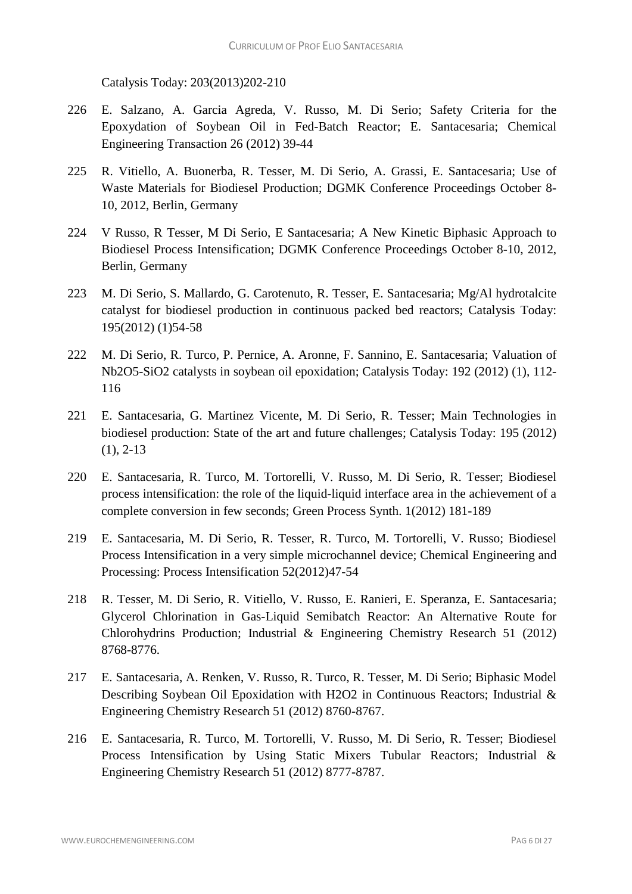Catalysis Today: 203(2013)202-210

226 E. Salzano, A. Garcia Agreda, V. Russo, M. Di Serio; Safety Criteria for the Epoxydation of Soybean Oil in Fed-Batch Reactor; E. Santacesaria; Chemical Engineering Transaction 26 (2012) 39-44

225 R. Vitiello, A. Buonerba, R. Tesser, M. Di Serio, A. Grassi, E. Santacesaria; Use of Waste Materials for Biodiesel Production; DGMK Conference Proceedings October 8-10, 2012, Berlin, Germany

224 V Russo, R Tesser, M Di Serio, E Santacesaria; A New Kinetic Biphasic Approach to Biodiesel Process Intensification; DGMK Conference Proceedings October 8-10, 2012, Berlin, Germany

223 M. Di Serio, S. Mallardo, G. Carotenuto, R. Tesser, E. Santacesaria; Mg/Al hydrotalcite catalyst for biodiesel production in continuous packed bed reactors; Catalysis Today: 195(2012) (1)54-58

222 M. Di Serio, R. Turco, P. Pernice, A. Aronne, F. Sannino, E. Santacesaria; Valuation of $Nb_2O_5$-$SiO_2$ catalysts in soybean oil epoxidation; Catalysis Today: 192 (2012) (1), 112-116

221 E. Santacesaria, G. Martinez Vicente, M. Di Serio, R. Tesser; Main Technologies in biodiesel production: State of the art and future challenges; Catalysis Today: 195 (2012) (1), 2-13

220 E. Santacesaria, R. Turco, M. Tortorelli, V. Russo, M. Di Serio, R. Tesser; Biodiesel process intensification: the role of the liquid-liquid interface area in the achievement of a complete conversion in few seconds; Green Process Synth. 1(2012) 181-189

219 E. Santacesaria, M. Di Serio, R. Tesser, R. Turco, M. Tortorelli, V. Russo; Biodiesel Process Intensification in a very simple microchannel device; Chemical Engineering and Processing: Process Intensification 52(2012)47-54

218 R. Tesser, M. Di Serio, R. Vitiello, V. Russo, E. Ranieri, E. Speranza, E. Santacesaria; Glycerol Chlorination in Gas-Liquid Semibatch Reactor: An Alternative Route for Chlorohydrins Production; Industrial & Engineering Chemistry Research 51 (2012) 8768-8776.

217 E. Santacesaria, A. Renken, V. Russo, R. Turco, R. Tesser, M. Di Serio; Biphasic Model Describing Soybean Oil Epoxidation with $H_2O_2$ in Continuous Reactors; Industrial & Engineering Chemistry Research 51 (2012) 8760-8767.

216 E. Santacesaria, R. Turco, M. Tortorelli, V. Russo, M. Di Serio, R. Tesser; Biodiesel Process Intensification by Using Static Mixers Tubular Reactors; Industrial & Engineering Chemistry Research 51 (2012) 8777-8787.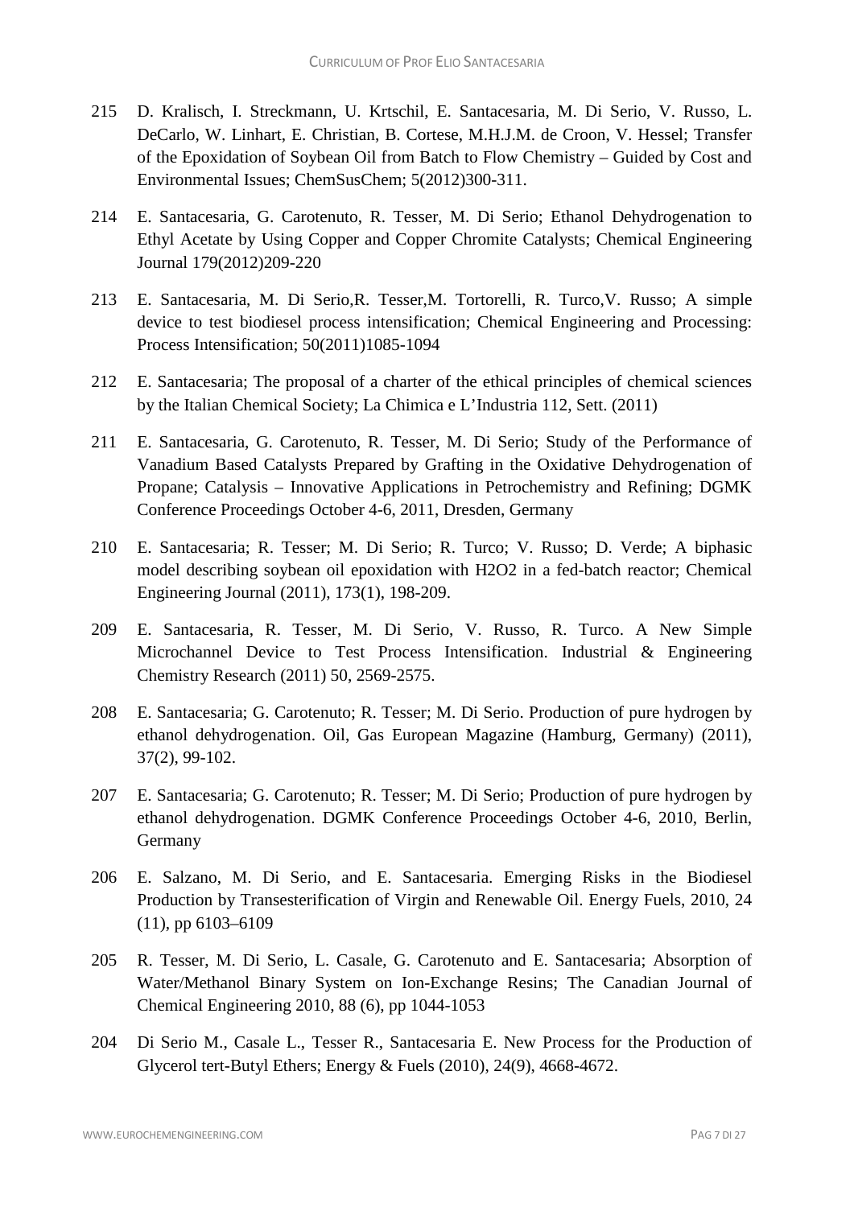215 D. Kralisch, I. Streckmann, U. Krtschil, E. Santacesaria, M. Di Serio, V. Russo, L. DeCarlo, W. Linhart, E. Christian, B. Cortese, M.H.J.M. de Croon, V. Hessel; Transfer of the Epoxidation of Soybean Oil from Batch to Flow Chemistry – Guided by Cost and Environmental Issues; ChemSusChem; 5(2012)300-311.

214 E. Santacesaria, G. Carotenuto, R. Tesser, M. Di Serio; Ethanol Dehydrogenation to Ethyl Acetate by Using Copper and Copper Chromite Catalysts; Chemical Engineering Journal 179(2012)209-220

213 E. Santacesaria, M. Di Serio,R. Tesser,M. Tortorelli, R. Turco,V. Russo; A simple device to test biodiesel process intensification; Chemical Engineering and Processing: Process Intensification; 50(2011)1085-1094

212 E. Santacesaria; The proposal of a charter of the ethical principles of chemical sciences by the Italian Chemical Society; La Chimica e L'Industria 112, Sett. (2011)

211 E. Santacesaria, G. Carotenuto, R. Tesser, M. Di Serio; Study of the Performance of Vanadium Based Catalysts Prepared by Grafting in the Oxidative Dehydrogenation of Propane; Catalysis – Innovative Applications in Petrochemistry and Refining; DGMK Conference Proceedings October 4-6, 2011, Dresden, Germany

210 E. Santacesaria; R. Tesser; M. Di Serio; R. Turco; V. Russo; D. Verde; A biphasic model describing soybean oil epoxidation with H2O2 in a fed-batch reactor; Chemical Engineering Journal (2011), 173(1), 198-209.

209 E. Santacesaria, R. Tesser, M. Di Serio, V. Russo, R. Turco. A New Simple Microchannel Device to Test Process Intensification. Industrial & Engineering Chemistry Research (2011) 50, 2569-2575.

208 E. Santacesaria; G. Carotenuto; R. Tesser; M. Di Serio. Production of pure hydrogen by ethanol dehydrogenation. Oil, Gas European Magazine (Hamburg, Germany) (2011), 37(2), 99-102.

207 E. Santacesaria; G. Carotenuto; R. Tesser; M. Di Serio; Production of pure hydrogen by ethanol dehydrogenation. DGMK Conference Proceedings October 4-6, 2010, Berlin, Germany

206 E. Salzano, M. Di Serio, and E. Santacesaria. Emerging Risks in the Biodiesel Production by Transesterification of Virgin and Renewable Oil. Energy Fuels, 2010, 24 (11), pp 6103–6109

205 R. Tesser, M. Di Serio, L. Casale, G. Carotenuto and E. Santacesaria; Absorption of Water/Methanol Binary System on Ion-Exchange Resins; The Canadian Journal of Chemical Engineering 2010, 88 (6), pp 1044-1053

204 Di Serio M., Casale L., Tesser R., Santacesaria E. New Process for the Production of Glycerol tert-Butyl Ethers; Energy & Fuels (2010), 24(9), 4668-4672.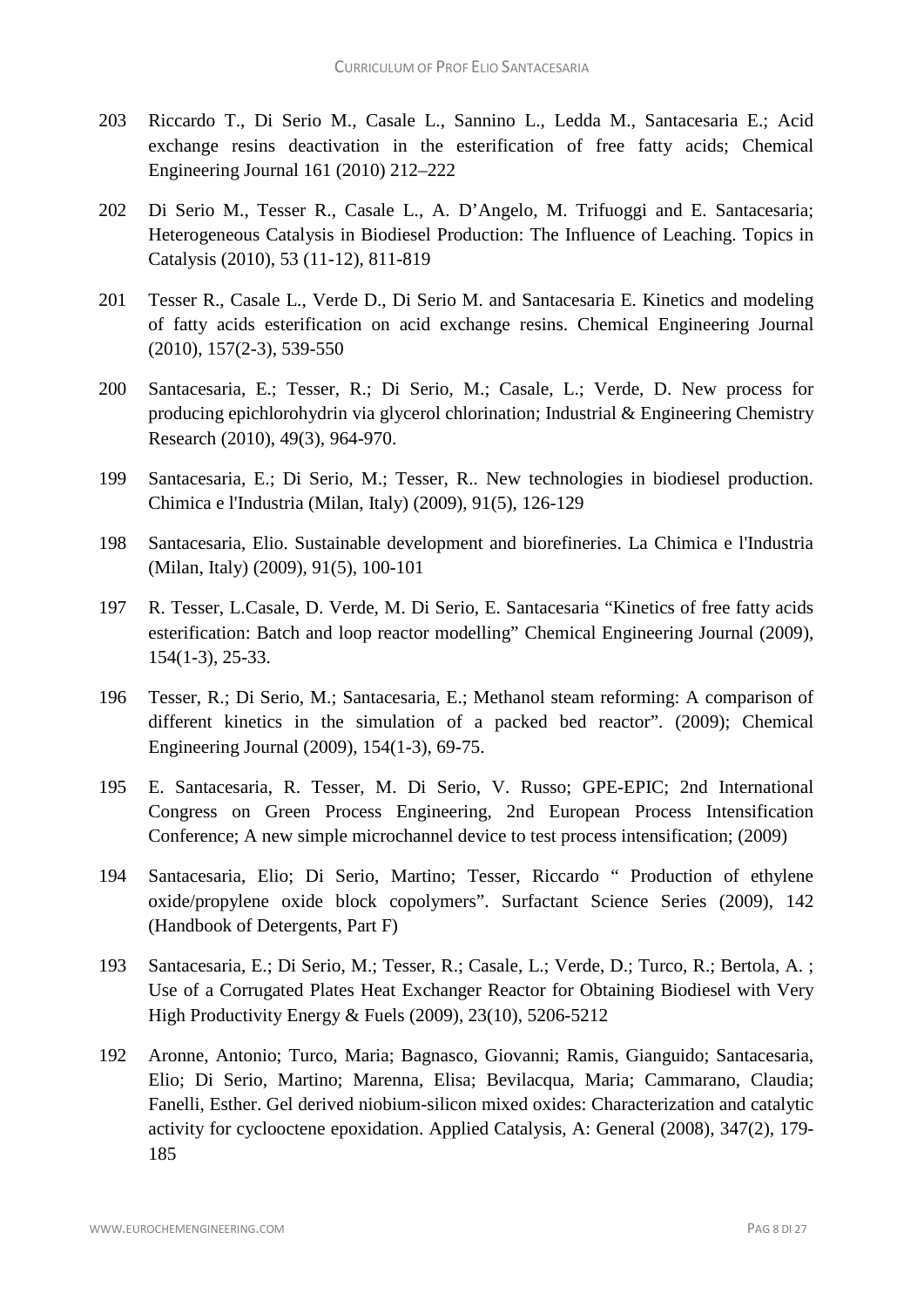203 Riccardo T., Di Serio M., Casale L., Sannino L., Ledda M., Santacesaria E.; Acid exchange resins deactivation in the esterification of free fatty acids; Chemical Engineering Journal 161 (2010) 212–222

202 Di Serio M., Tesser R., Casale L., A. D'Angelo, M. Trifuoggi and E. Santacesaria; Heterogeneous Catalysis in Biodiesel Production: The Influence of Leaching. Topics in Catalysis (2010), 53 (11-12), 811-819

201 Tesser R., Casale L., Verde D., Di Serio M. and Santacesaria E. Kinetics and modeling of fatty acids esterification on acid exchange resins. Chemical Engineering Journal (2010), 157(2-3), 539-550

200 Santacesaria, E.; Tesser, R.; Di Serio, M.; Casale, L.; Verde, D. New process for producing epichlorohydrin via glycerol chlorination; Industrial & Engineering Chemistry Research (2010), 49(3), 964-970.

199 Santacesaria, E.; Di Serio, M.; Tesser, R.. New technologies in biodiesel production. Chimica e l'Industria (Milan, Italy) (2009), 91(5), 126-129

198 Santacesaria, Elio. Sustainable development and biorefineries. La Chimica e l'Industria (Milan, Italy) (2009), 91(5), 100-101

197 R. Tesser, L.Casale, D. Verde, M. Di Serio, E. Santacesaria "Kinetics of free fatty acids esterification: Batch and loop reactor modelling" Chemical Engineering Journal (2009), 154(1-3), 25-33.

196 Tesser, R.; Di Serio, M.; Santacesaria, E.; Methanol steam reforming: A comparison of different kinetics in the simulation of a packed bed reactor". (2009); Chemical Engineering Journal (2009), 154(1-3), 69-75.

195 E. Santacesaria, R. Tesser, M. Di Serio, V. Russo; GPE-EPIC; 2nd International Congress on Green Process Engineering, 2nd European Process Intensification Conference; A new simple microchannel device to test process intensification; (2009)

194 Santacesaria, Elio; Di Serio, Martino; Tesser, Riccardo " Production of ethylene oxide/propylene oxide block copolymers". Surfactant Science Series (2009), 142 (Handbook of Detergents, Part F)

193 Santacesaria, E.; Di Serio, M.; Tesser, R.; Casale, L.; Verde, D.; Turco, R.; Bertola, A. ; Use of a Corrugated Plates Heat Exchanger Reactor for Obtaining Biodiesel with Very High Productivity Energy & Fuels (2009), 23(10), 5206-5212

192 Aronne, Antonio; Turco, Maria; Bagnasco, Giovanni; Ramis, Gianguido; Santacesaria, Elio; Di Serio, Martino; Marenna, Elisa; Bevilacqua, Maria; Cammarano, Claudia; Fanelli, Esther. Gel derived niobium-silicon mixed oxides: Characterization and catalytic activity for cyclooctene epoxidation. Applied Catalysis, A: General (2008), 347(2), 179-185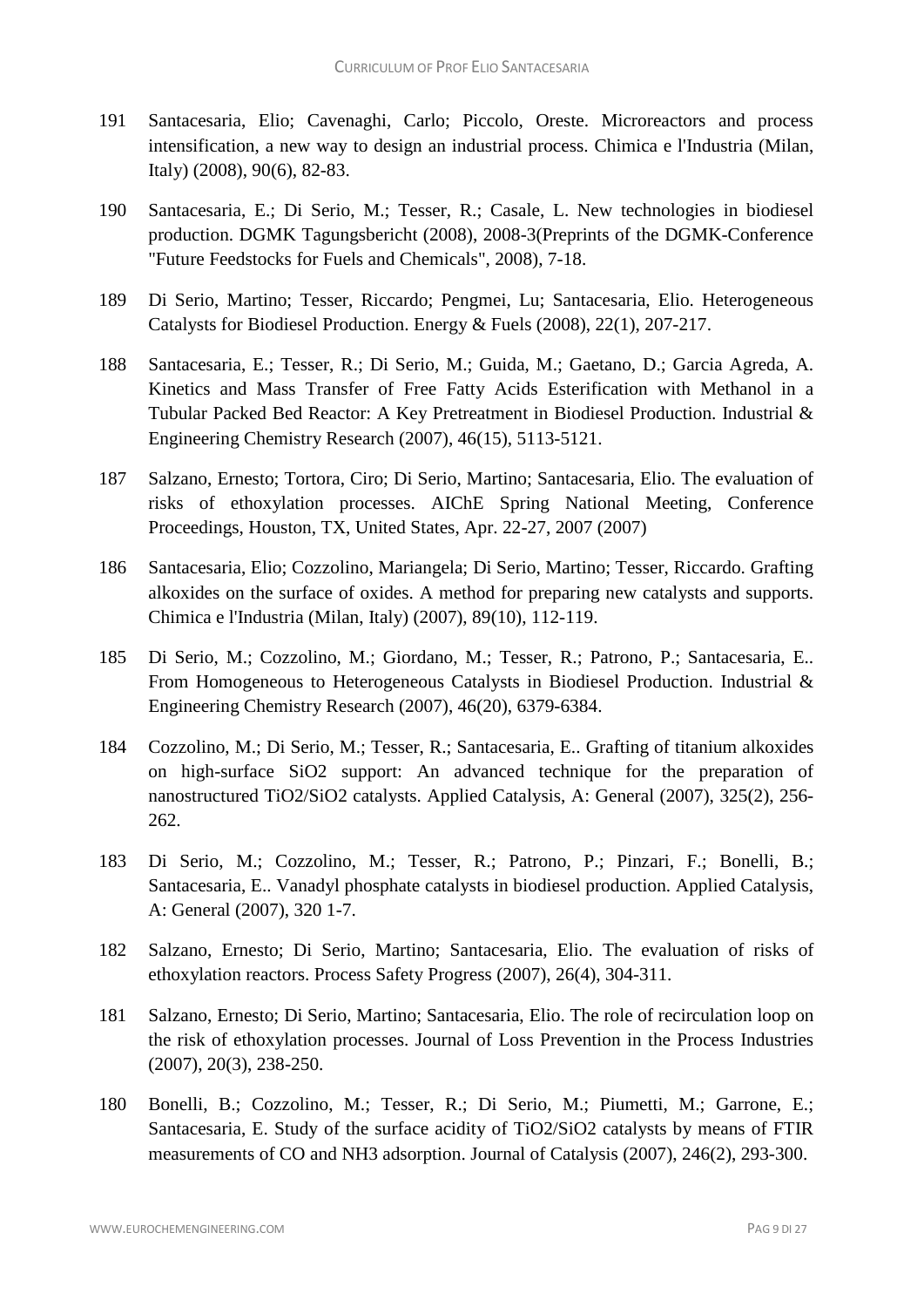191 Santacesaria, Elio; Cavenaghi, Carlo; Piccolo, Oreste. Microreactors and process intensification, a new way to design an industrial process. Chimica e l'Industria (Milan, Italy) (2008), 90(6), 82-83.

190 Santacesaria, E.; Di Serio, M.; Tesser, R.; Casale, L. New technologies in biodiesel production. DGMK Tagungsbericht (2008), 2008-3(Preprints of the DGMK-Conference "Future Feedstocks for Fuels and Chemicals", 2008), 7-18.

189 Di Serio, Martino; Tesser, Riccardo; Pengmei, Lu; Santacesaria, Elio. Heterogeneous Catalysts for Biodiesel Production. Energy & Fuels (2008), 22(1), 207-217.

188 Santacesaria, E.; Tesser, R.; Di Serio, M.; Guida, M.; Gaetano, D.; Garcia Agreda, A. Kinetics and Mass Transfer of Free Fatty Acids Esterification with Methanol in a Tubular Packed Bed Reactor: A Key Pretreatment in Biodiesel Production. Industrial & Engineering Chemistry Research (2007), 46(15), 5113-5121.

187 Salzano, Ernesto; Tortora, Ciro; Di Serio, Martino; Santacesaria, Elio. The evaluation of risks of ethoxylation processes. AIChE Spring National Meeting, Conference Proceedings, Houston, TX, United States, Apr. 22-27, 2007 (2007)

186 Santacesaria, Elio; Cozzolino, Mariangela; Di Serio, Martino; Tesser, Riccardo. Grafting alkoxides on the surface of oxides. A method for preparing new catalysts and supports. Chimica e l'Industria (Milan, Italy) (2007), 89(10), 112-119.

185 Di Serio, M.; Cozzolino, M.; Giordano, M.; Tesser, R.; Patrono, P.; Santacesaria, E.. From Homogeneous to Heterogeneous Catalysts in Biodiesel Production. Industrial & Engineering Chemistry Research (2007), 46(20), 6379-6384.

184 Cozzolino, M.; Di Serio, M.; Tesser, R.; Santacesaria, E.. Grafting of titanium alkoxides on high-surface $SiO_2$ support: An advanced technique for the preparation of nanostructured $TiO_2/SiO_2$ catalysts. Applied Catalysis, A: General (2007), 325(2), 256-262.

183 Di Serio, M.; Cozzolino, M.; Tesser, R.; Patrono, P.; Pinzari, F.; Bonelli, B.; Santacesaria, E.. Vanadyl phosphate catalysts in biodiesel production. Applied Catalysis, A: General (2007), 320 1-7.

182 Salzano, Ernesto; Di Serio, Martino; Santacesaria, Elio. The evaluation of risks of ethoxylation reactors. Process Safety Progress (2007), 26(4), 304-311.

181 Salzano, Ernesto; Di Serio, Martino; Santacesaria, Elio. The role of recirculation loop on the risk of ethoxylation processes. Journal of Loss Prevention in the Process Industries (2007), 20(3), 238-250.

180 Bonelli, B.; Cozzolino, M.; Tesser, R.; Di Serio, M.; Piumetti, M.; Garrone, E.; Santacesaria, E. Study of the surface acidity of $TiO_2/SiO_2$ catalysts by means of FTIR measurements of CO and $NH_3$ adsorption. Journal of Catalysis (2007), 246(2), 293-300.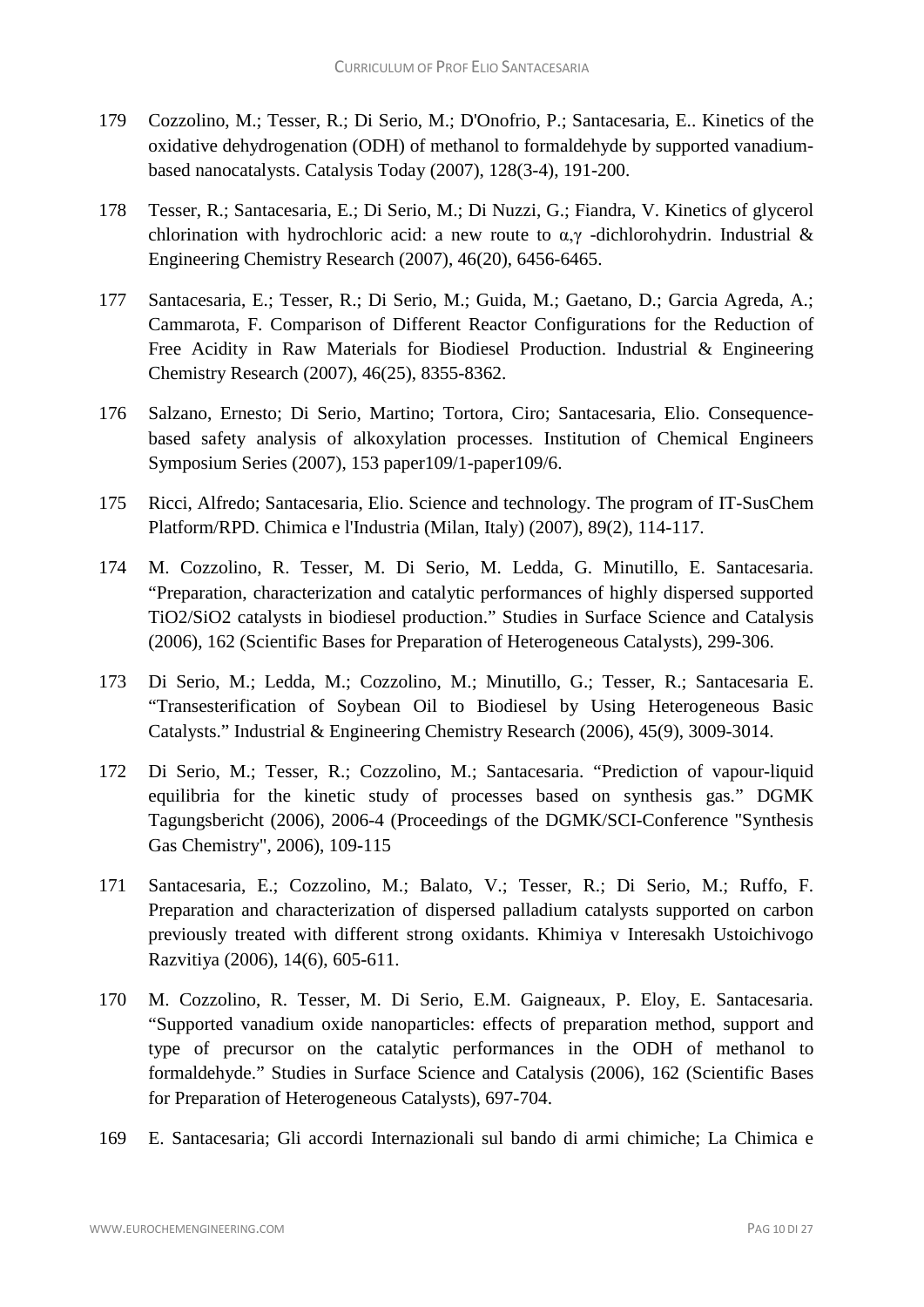179 Cozzolino, M.; Tesser, R.; Di Serio, M.; D'Onofrio, P.; Santacesaria, E.. Kinetics of the oxidative dehydrogenation (ODH) of methanol to formaldehyde by supported vanadium-based nanocatalysts. Catalysis Today (2007), 128(3-4), 191-200.

178 Tesser, R.; Santacesaria, E.; Di Serio, M.; Di Nuzzi, G.; Fiandra, V. Kinetics of glycerol chlorination with hydrochloric acid: a new route to $\alpha,\gamma$ -dichlorohydrin. Industrial & Engineering Chemistry Research (2007), 46(20), 6456-6465.

177 Santacesaria, E.; Tesser, R.; Di Serio, M.; Guida, M.; Gaetano, D.; Garcia Agreda, A.; Cammarota, F. Comparison of Different Reactor Configurations for the Reduction of Free Acidity in Raw Materials for Biodiesel Production. Industrial & Engineering Chemistry Research (2007), 46(25), 8355-8362.

176 Salzano, Ernesto; Di Serio, Martino; Tortora, Ciro; Santacesaria, Elio. Consequence-based safety analysis of alkoxylation processes. Institution of Chemical Engineers Symposium Series (2007), 153 paper109/1-paper109/6.

175 Ricci, Alfredo; Santacesaria, Elio. Science and technology. The program of IT-SusChem Platform/RPD. Chimica e l'Industria (Milan, Italy) (2007), 89(2), 114-117.

174 M. Cozzolino, R. Tesser, M. Di Serio, M. Ledda, G. Minutillo, E. Santacesaria. "Preparation, characterization and catalytic performances of highly dispersed supported TiO2/SiO2 catalysts in biodiesel production." Studies in Surface Science and Catalysis (2006), 162 (Scientific Bases for Preparation of Heterogeneous Catalysts), 299-306.

173 Di Serio, M.; Ledda, M.; Cozzolino, M.; Minutillo, G.; Tesser, R.; Santacesaria E. "Transesterification of Soybean Oil to Biodiesel by Using Heterogeneous Basic Catalysts." Industrial & Engineering Chemistry Research (2006), 45(9), 3009-3014.

172 Di Serio, M.; Tesser, R.; Cozzolino, M.; Santacesaria. "Prediction of vapour-liquid equilibria for the kinetic study of processes based on synthesis gas." DGMK Tagungsbericht (2006), 2006-4 (Proceedings of the DGMK/SCI-Conference "Synthesis Gas Chemistry", 2006), 109-115

171 Santacesaria, E.; Cozzolino, M.; Balato, V.; Tesser, R.; Di Serio, M.; Ruffo, F. Preparation and characterization of dispersed palladium catalysts supported on carbon previously treated with different strong oxidants. Khimiya v Interesakh Ustoichivogo Razvitiya (2006), 14(6), 605-611.

170 M. Cozzolino, R. Tesser, M. Di Serio, E.M. Gaigneaux, P. Eloy, E. Santacesaria. "Supported vanadium oxide nanoparticles: effects of preparation method, support and type of precursor on the catalytic performances in the ODH of methanol to formaldehyde." Studies in Surface Science and Catalysis (2006), 162 (Scientific Bases for Preparation of Heterogeneous Catalysts), 697-704.

169 E. Santacesaria; Gli accordi Internazionali sul bando di armi chimiche; La Chimica e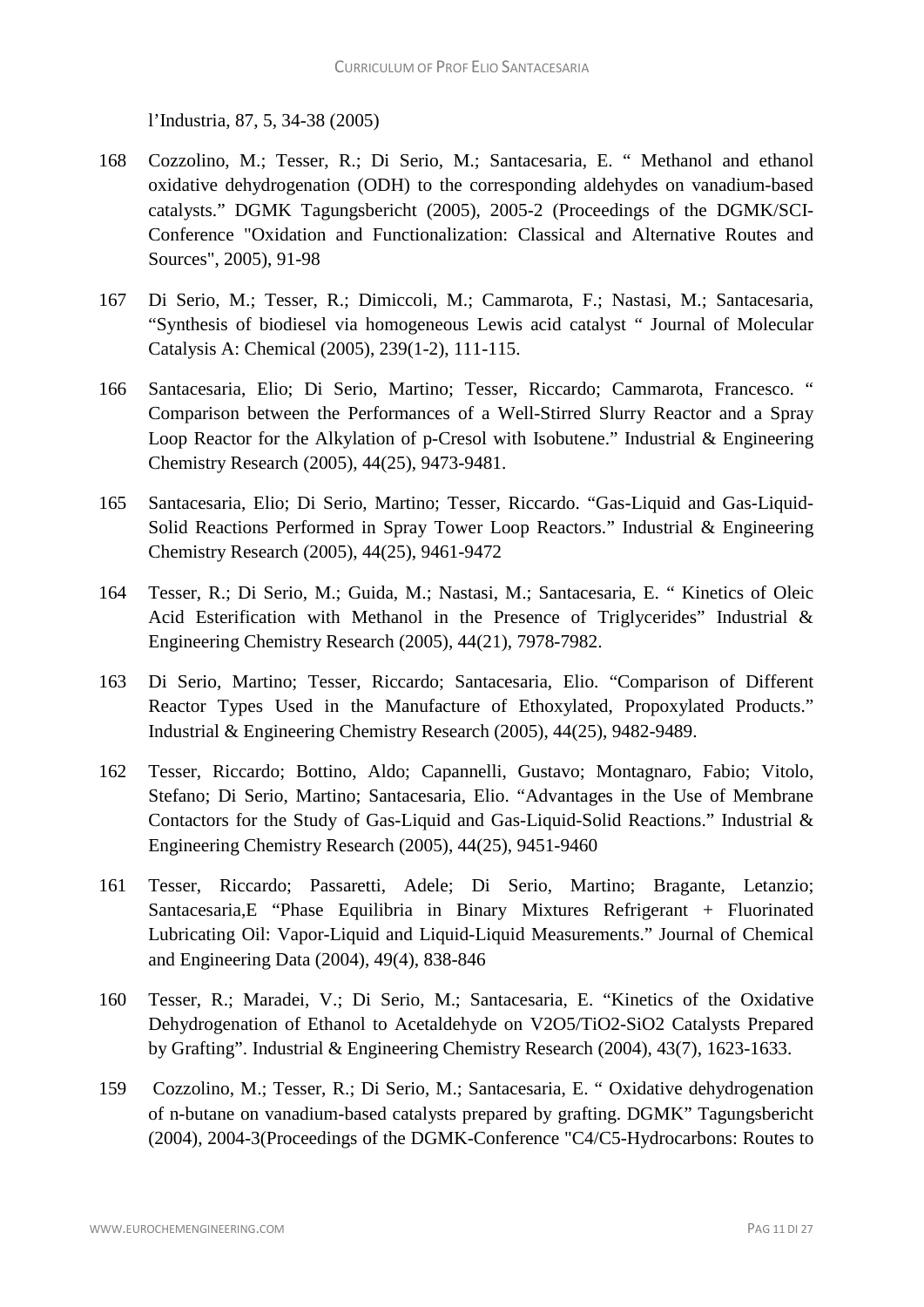l'Industria, 87, 5, 34-38 (2005)

168 Cozzolino, M.; Tesser, R.; Di Serio, M.; Santacesaria, E. " Methanol and ethanol oxidative dehydrogenation (ODH) to the corresponding aldehydes on vanadium-based catalysts." DGMK Tagungsbericht (2005), 2005-2 (Proceedings of the DGMK/SCI-Conference "Oxidation and Functionalization: Classical and Alternative Routes and Sources", 2005), 91-98

167 Di Serio, M.; Tesser, R.; Dimiccoli, M.; Cammarota, F.; Nastasi, M.; Santacesaria, "Synthesis of biodiesel via homogeneous Lewis acid catalyst " Journal of Molecular Catalysis A: Chemical (2005), 239(1-2), 111-115.

166 Santacesaria, Elio; Di Serio, Martino; Tesser, Riccardo; Cammarota, Francesco. " Comparison between the Performances of a Well-Stirred Slurry Reactor and a Spray Loop Reactor for the Alkylation of p-Cresol with Isobutene." Industrial & Engineering Chemistry Research (2005), 44(25), 9473-9481.

165 Santacesaria, Elio; Di Serio, Martino; Tesser, Riccardo. "Gas-Liquid and Gas-Liquid-Solid Reactions Performed in Spray Tower Loop Reactors." Industrial & Engineering Chemistry Research (2005), 44(25), 9461-9472

164 Tesser, R.; Di Serio, M.; Guida, M.; Nastasi, M.; Santacesaria, E. " Kinetics of Oleic Acid Esterification with Methanol in the Presence of Triglycerides" Industrial & Engineering Chemistry Research (2005), 44(21), 7978-7982.

163 Di Serio, Martino; Tesser, Riccardo; Santacesaria, Elio. "Comparison of Different Reactor Types Used in the Manufacture of Ethoxylated, Propoxylated Products." Industrial & Engineering Chemistry Research (2005), 44(25), 9482-9489.

162 Tesser, Riccardo; Bottino, Aldo; Capannelli, Gustavo; Montagnaro, Fabio; Vitolo, Stefano; Di Serio, Martino; Santacesaria, Elio. "Advantages in the Use of Membrane Contactors for the Study of Gas-Liquid and Gas-Liquid-Solid Reactions." Industrial & Engineering Chemistry Research (2005), 44(25), 9451-9460

161 Tesser, Riccardo; Passaretti, Adele; Di Serio, Martino; Bragante, Letanzio; Santacesaria,E "Phase Equilibria in Binary Mixtures Refrigerant + Fluorinated Lubricating Oil: Vapor-Liquid and Liquid-Liquid Measurements." Journal of Chemical and Engineering Data (2004), 49(4), 838-846

160 Tesser, R.; Maradei, V.; Di Serio, M.; Santacesaria, E. "Kinetics of the Oxidative Dehydrogenation of Ethanol to Acetaldehyde on $V_2O_5/TiO_2$-$SiO_2$ Catalysts Prepared by Grafting". Industrial & Engineering Chemistry Research (2004), 43(7), 1623-1633.

159 Cozzolino, M.; Tesser, R.; Di Serio, M.; Santacesaria, E. " Oxidative dehydrogenation of n-butane on vanadium-based catalysts prepared by grafting. DGMK" Tagungsbericht (2004), 2004-3(Proceedings of the DGMK-Conference "C4/C5-Hydrocarbons: Routes to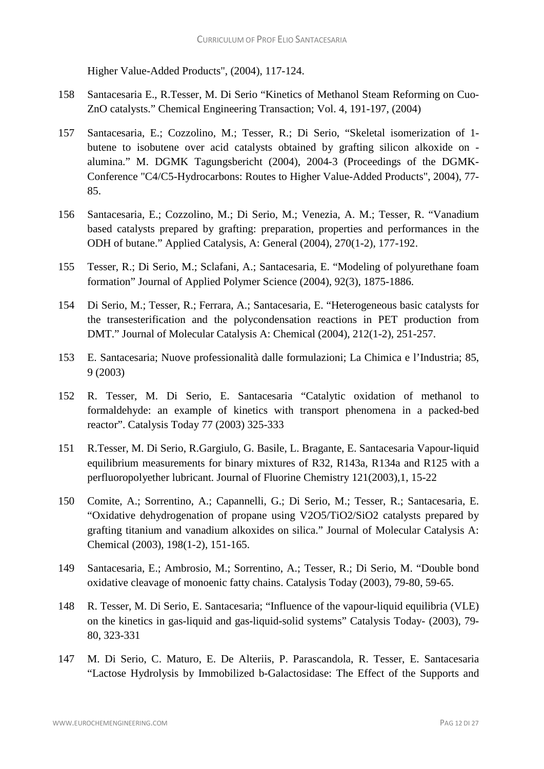Higher Value-Added Products", (2004), 117-124.

158 Santacesaria E., R.Tesser, M. Di Serio "Kinetics of Methanol Steam Reforming on Cuo-ZnO catalysts." Chemical Engineering Transaction; Vol. 4, 191-197, (2004)

157 Santacesaria, E.; Cozzolino, M.; Tesser, R.; Di Serio, "Skeletal isomerization of 1-butene to isobutene over acid catalysts obtained by grafting silicon alkoxide on -alumina." M. DGMK Tagungsbericht (2004), 2004-3 (Proceedings of the DGMK-Conference "C4/C5-Hydrocarbons: Routes to Higher Value-Added Products", 2004), 77-85.

156 Santacesaria, E.; Cozzolino, M.; Di Serio, M.; Venezia, A. M.; Tesser, R. "Vanadium based catalysts prepared by grafting: preparation, properties and performances in the ODH of butane." Applied Catalysis, A: General (2004), 270(1-2), 177-192.

155 Tesser, R.; Di Serio, M.; Sclafani, A.; Santacesaria, E. "Modeling of polyurethane foam formation" Journal of Applied Polymer Science (2004), 92(3), 1875-1886.

154 Di Serio, M.; Tesser, R.; Ferrara, A.; Santacesaria, E. "Heterogeneous basic catalysts for the transesterification and the polycondensation reactions in PET production from DMT." Journal of Molecular Catalysis A: Chemical (2004), 212(1-2), 251-257.

153 E. Santacesaria; Nuove professionalità dalle formulazioni; La Chimica e l'Industria; 85, 9 (2003)

152 R. Tesser, M. Di Serio, E. Santacesaria "Catalytic oxidation of methanol to formaldehyde: an example of kinetics with transport phenomena in a packed-bed reactor". Catalysis Today 77 (2003) 325-333

151 R.Tesser, M. Di Serio, R.Gargiulo, G. Basile, L. Bragante, E. Santacesaria Vapour-liquid equilibrium measurements for binary mixtures of R32, R143a, R134a and R125 with a perfluoropolyether lubricant. Journal of Fluorine Chemistry 121(2003),1, 15-22

150 Comite, A.; Sorrentino, A.; Capannelli, G.; Di Serio, M.; Tesser, R.; Santacesaria, E. "Oxidative dehydrogenation of propane using $V_2O_5/TiO_2/SiO_2$ catalysts prepared by grafting titanium and vanadium alkoxides on silica." Journal of Molecular Catalysis A: Chemical (2003), 198(1-2), 151-165.

149 Santacesaria, E.; Ambrosio, M.; Sorrentino, A.; Tesser, R.; Di Serio, M. "Double bond oxidative cleavage of monoenic fatty chains. Catalysis Today (2003), 79-80, 59-65.

148 R. Tesser, M. Di Serio, E. Santacesaria; "Influence of the vapour-liquid equilibria (VLE) on the kinetics in gas-liquid and gas-liquid-solid systems" Catalysis Today- (2003), 79-80, 323-331

147 M. Di Serio, C. Maturo, E. De Alteriis, P. Parascandola, R. Tesser, E. Santacesaria "Lactose Hydrolysis by Immobilized b-Galactosidase: The Effect of the Supports and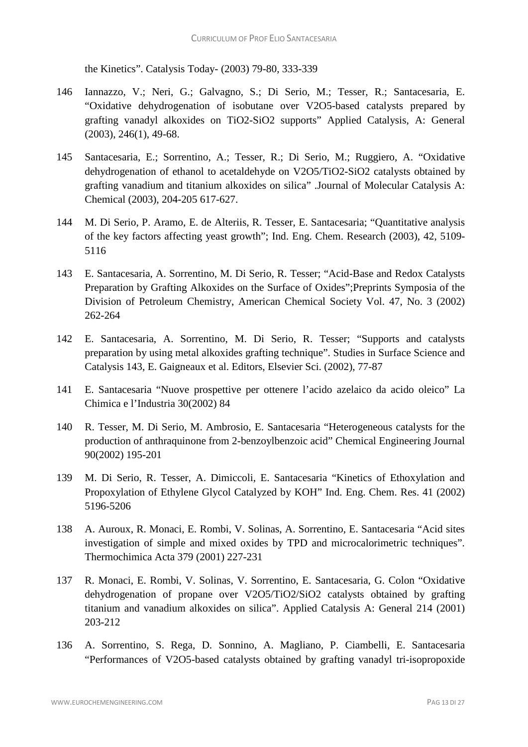the Kinetics". Catalysis Today- (2003) 79-80, 333-339

146 Iannazzo, V.; Neri, G.; Galvagno, S.; Di Serio, M.; Tesser, R.; Santacesaria, E. "Oxidative dehydrogenation of isobutane over $V_2O_5$-based catalysts prepared by grafting vanadyl alkoxides on $TiO_2$-$SiO_2$ supports" Applied Catalysis, A: General (2003), 246(1), 49-68.

145 Santacesaria, E.; Sorrentino, A.; Tesser, R.; Di Serio, M.; Ruggiero, A. "Oxidative dehydrogenation of ethanol to acetaldehyde on $V_2O_5$/$TiO_2$-$SiO_2$ catalysts obtained by grafting vanadium and titanium alkoxides on silica" .Journal of Molecular Catalysis A: Chemical (2003), 204-205 617-627.

144 M. Di Serio, P. Aramo, E. de Alteriis, R. Tesser, E. Santacesaria; "Quantitative analysis of the key factors affecting yeast growth"; Ind. Eng. Chem. Research (2003), 42, 5109-5116

143 E. Santacesaria, A. Sorrentino, M. Di Serio, R. Tesser; "Acid-Base and Redox Catalysts Preparation by Grafting Alkoxides on the Surface of Oxides";Preprints Symposia of the Division of Petroleum Chemistry, American Chemical Society Vol. 47, No. 3 (2002) 262-264

142 E. Santacesaria, A. Sorrentino, M. Di Serio, R. Tesser; "Supports and catalysts preparation by using metal alkoxides grafting technique". Studies in Surface Science and Catalysis 143, E. Gaigneaux et al. Editors, Elsevier Sci. (2002), 77-87

141 E. Santacesaria "Nuove prospettive per ottenere l'acido azelaico da acido oleico" La Chimica e l'Industria 30(2002) 84

140 R. Tesser, M. Di Serio, M. Ambrosio, E. Santacesaria "Heterogeneous catalysts for the production of anthraquinone from 2-benzoylbenzoic acid" Chemical Engineering Journal 90(2002) 195-201

139 M. Di Serio, R. Tesser, A. Dimiccoli, E. Santacesaria "Kinetics of Ethoxylation and Propoxylation of Ethylene Glycol Catalyzed by KOH" Ind. Eng. Chem. Res. 41 (2002) 5196-5206

138 A. Auroux, R. Monaci, E. Rombi, V. Solinas, A. Sorrentino, E. Santacesaria "Acid sites investigation of simple and mixed oxides by TPD and microcalorimetric techniques". Thermochimica Acta 379 (2001) 227-231

137 R. Monaci, E. Rombi, V. Solinas, V. Sorrentino, E. Santacesaria, G. Colon "Oxidative dehydrogenation of propane over $V_2O_5$/$TiO_2$/$SiO_2$ catalysts obtained by grafting titanium and vanadium alkoxides on silica". Applied Catalysis A: General 214 (2001) 203-212

136 A. Sorrentino, S. Rega, D. Sonnino, A. Magliano, P. Ciambelli, E. Santacesaria "Performances of $V_2O_5$-based catalysts obtained by grafting vanadyl tri-isopropoxide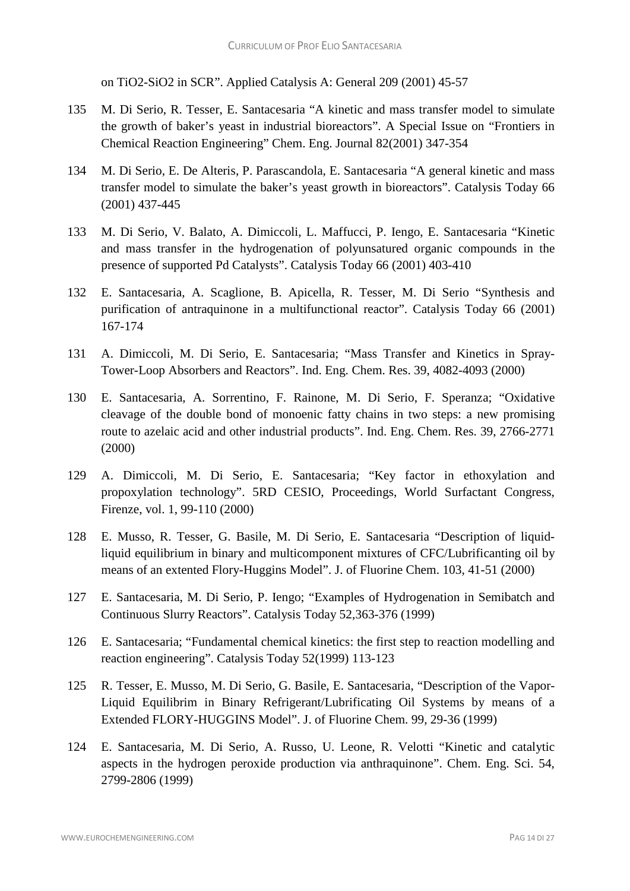on $TiO_2$-$SiO_2$ in SCR". Applied Catalysis A: General 209 (2001) 45-57

135 M. Di Serio, R. Tesser, E. Santacesaria "A kinetic and mass transfer model to simulate the growth of baker's yeast in industrial bioreactors". A Special Issue on "Frontiers in Chemical Reaction Engineering" Chem. Eng. Journal 82(2001) 347-354

134 M. Di Serio, E. De Alteris, P. Parascandola, E. Santacesaria "A general kinetic and mass transfer model to simulate the baker's yeast growth in bioreactors". Catalysis Today 66 (2001) 437-445

133 M. Di Serio, V. Balato, A. Dimiccoli, L. Maffucci, P. Iengo, E. Santacesaria "Kinetic and mass transfer in the hydrogenation of polyunsatured organic compounds in the presence of supported Pd Catalysts". Catalysis Today 66 (2001) 403-410

132 E. Santacesaria, A. Scaglione, B. Apicella, R. Tesser, M. Di Serio "Synthesis and purification of antraquinone in a multifunctional reactor". Catalysis Today 66 (2001) 167-174

131 A. Dimiccoli, M. Di Serio, E. Santacesaria; "Mass Transfer and Kinetics in Spray-Tower-Loop Absorbers and Reactors". Ind. Eng. Chem. Res. 39, 4082-4093 (2000)

130 E. Santacesaria, A. Sorrentino, F. Rainone, M. Di Serio, F. Speranza; "Oxidative cleavage of the double bond of monoenic fatty chains in two steps: a new promising route to azelaic acid and other industrial products". Ind. Eng. Chem. Res. 39, 2766-2771 (2000)

129 A. Dimiccoli, M. Di Serio, E. Santacesaria; "Key factor in ethoxylation and propoxylation technology". 5RD CESIO, Proceedings, World Surfactant Congress, Firenze, vol. 1, 99-110 (2000)

128 E. Musso, R. Tesser, G. Basile, M. Di Serio, E. Santacesaria "Description of liquid-liquid equilibrium in binary and multicomponent mixtures of CFC/Lubrificanting oil by means of an extented Flory-Huggins Model". J. of Fluorine Chem. 103, 41-51 (2000)

127 E. Santacesaria, M. Di Serio, P. Iengo; "Examples of Hydrogenation in Semibatch and Continuous Slurry Reactors". Catalysis Today 52,363-376 (1999)

126 E. Santacesaria; "Fundamental chemical kinetics: the first step to reaction modelling and reaction engineering". Catalysis Today 52(1999) 113-123

125 R. Tesser, E. Musso, M. Di Serio, G. Basile, E. Santacesaria, "Description of the Vapor-Liquid Equilibrim in Binary Refrigerant/Lubrificating Oil Systems by means of a Extended FLORY-HUGGINS Model". J. of Fluorine Chem. 99, 29-36 (1999)

124 E. Santacesaria, M. Di Serio, A. Russo, U. Leone, R. Velotti "Kinetic and catalytic aspects in the hydrogen peroxide production via anthraquinone". Chem. Eng. Sci. 54, 2799-2806 (1999)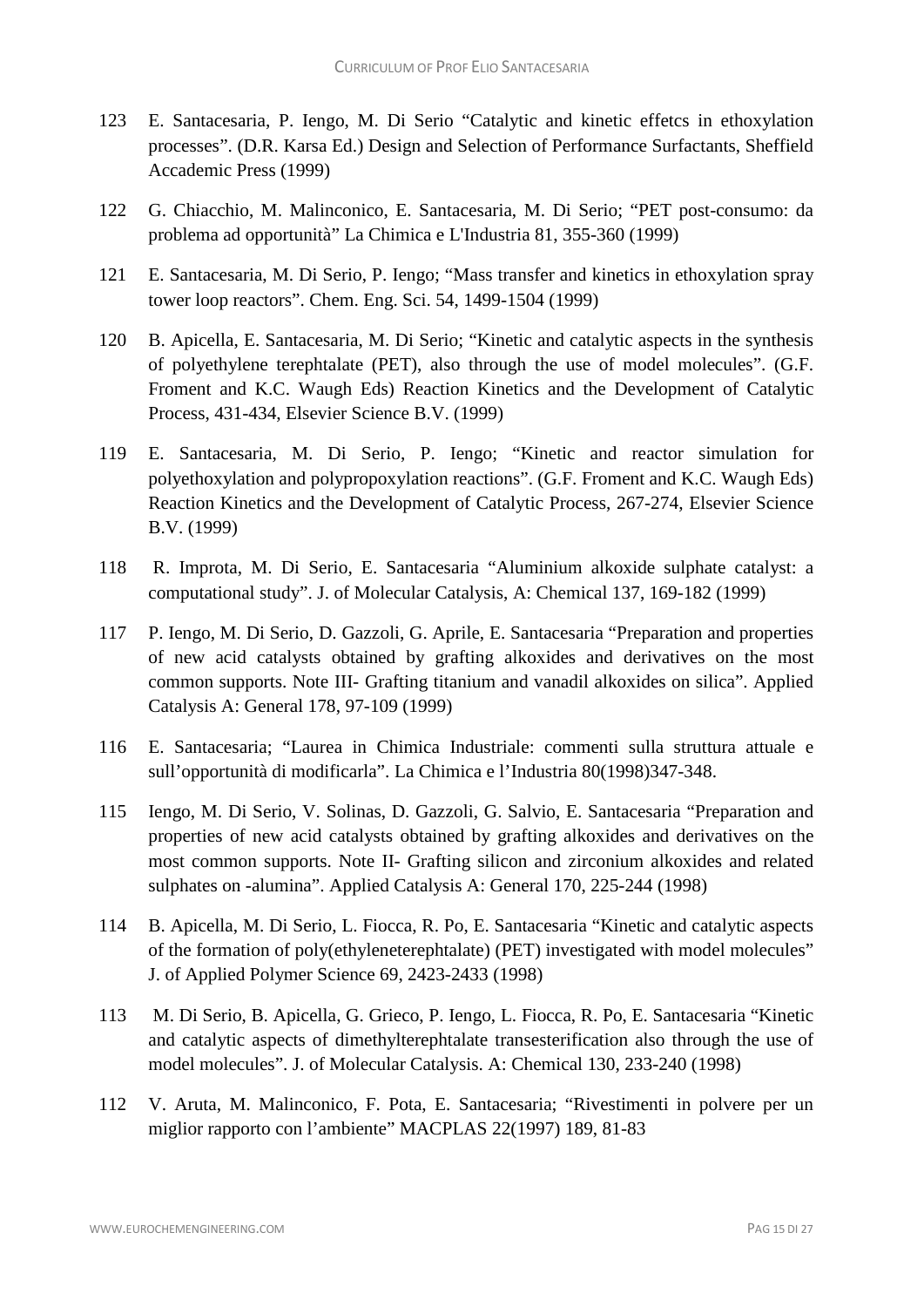123 E. Santacesaria, P. Iengo, M. Di Serio "Catalytic and kinetic effetcs in ethoxylation processes". (D.R. Karsa Ed.) Design and Selection of Performance Surfactants, Sheffield Accademic Press (1999)

122 G. Chiacchio, M. Malinconico, E. Santacesaria, M. Di Serio; "PET post-consumo: da problema ad opportunità" La Chimica e L'Industria 81, 355-360 (1999)

121 E. Santacesaria, M. Di Serio, P. Iengo; "Mass transfer and kinetics in ethoxylation spray tower loop reactors". Chem. Eng. Sci. 54, 1499-1504 (1999)

120 B. Apicella, E. Santacesaria, M. Di Serio; "Kinetic and catalytic aspects in the synthesis of polyethylene terephtalate (PET), also through the use of model molecules". (G.F. Froment and K.C. Waugh Eds) Reaction Kinetics and the Development of Catalytic Process, 431-434, Elsevier Science B.V. (1999)

119 E. Santacesaria, M. Di Serio, P. Iengo; "Kinetic and reactor simulation for polyethoxylation and polypropoxylation reactions". (G.F. Froment and K.C. Waugh Eds) Reaction Kinetics and the Development of Catalytic Process, 267-274, Elsevier Science B.V. (1999)

118 R. Improta, M. Di Serio, E. Santacesaria "Aluminium alkoxide sulphate catalyst: a computational study". J. of Molecular Catalysis, A: Chemical 137, 169-182 (1999)

117 P. Iengo, M. Di Serio, D. Gazzoli, G. Aprile, E. Santacesaria "Preparation and properties of new acid catalysts obtained by grafting alkoxides and derivatives on the most common supports. Note III- Grafting titanium and vanadil alkoxides on silica". Applied Catalysis A: General 178, 97-109 (1999)

116 E. Santacesaria; "Laurea in Chimica Industriale: commenti sulla struttura attuale e sull'opportunità di modificarla". La Chimica e l'Industria 80(1998)347-348.

115 Iengo, M. Di Serio, V. Solinas, D. Gazzoli, G. Salvio, E. Santacesaria "Preparation and properties of new acid catalysts obtained by grafting alkoxides and derivatives on the most common supports. Note II- Grafting silicon and zirconium alkoxides and related sulphates on -alumina". Applied Catalysis A: General 170, 225-244 (1998)

114 B. Apicella, M. Di Serio, L. Fiocca, R. Po, E. Santacesaria "Kinetic and catalytic aspects of the formation of poly(ethyleneterephtalate) (PET) investigated with model molecules" J. of Applied Polymer Science 69, 2423-2433 (1998)

113 M. Di Serio, B. Apicella, G. Grieco, P. Iengo, L. Fiocca, R. Po, E. Santacesaria "Kinetic and catalytic aspects of dimethylterephtalate transesterification also through the use of model molecules". J. of Molecular Catalysis. A: Chemical 130, 233-240 (1998)

112 V. Aruta, M. Malinconico, F. Pota, E. Santacesaria; "Rivestimenti in polvere per un miglior rapporto con l'ambiente" MACPLAS 22(1997) 189, 81-83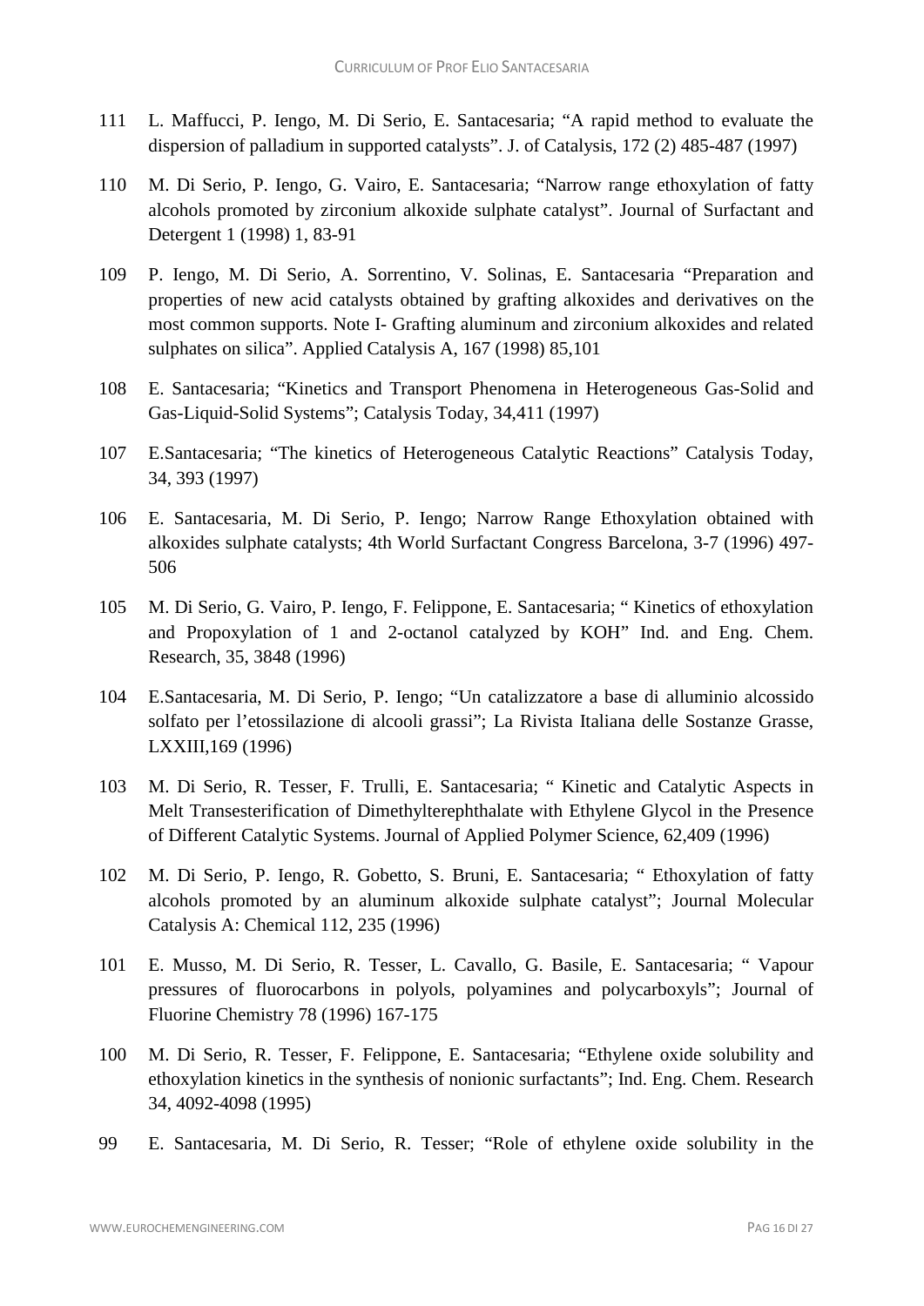111 L. Maffucci, P. Iengo, M. Di Serio, E. Santacesaria; "A rapid method to evaluate the dispersion of palladium in supported catalysts". J. of Catalysis, 172 (2) 485-487 (1997)

110 M. Di Serio, P. Iengo, G. Vairo, E. Santacesaria; "Narrow range ethoxylation of fatty alcohols promoted by zirconium alkoxide sulphate catalyst". Journal of Surfactant and Detergent 1 (1998) 1, 83-91

109 P. Iengo, M. Di Serio, A. Sorrentino, V. Solinas, E. Santacesaria "Preparation and properties of new acid catalysts obtained by grafting alkoxides and derivatives on the most common supports. Note I- Grafting aluminum and zirconium alkoxides and related sulphates on silica". Applied Catalysis A, 167 (1998) 85,101

108 E. Santacesaria; "Kinetics and Transport Phenomena in Heterogeneous Gas-Solid and Gas-Liquid-Solid Systems"; Catalysis Today, 34,411 (1997)

107 E.Santacesaria; "The kinetics of Heterogeneous Catalytic Reactions" Catalysis Today, 34, 393 (1997)

106 E. Santacesaria, M. Di Serio, P. Iengo; Narrow Range Ethoxylation obtained with alkoxides sulphate catalysts; 4th World Surfactant Congress Barcelona, 3-7 (1996) 497-506

105 M. Di Serio, G. Vairo, P. Iengo, F. Felippone, E. Santacesaria; " Kinetics of ethoxylation and Propoxylation of 1 and 2-octanol catalyzed by KOH" Ind. and Eng. Chem. Research, 35, 3848 (1996)

104 E.Santacesaria, M. Di Serio, P. Iengo; "Un catalizzatore a base di alluminio alcossido solfato per l'etossilazione di alcooli grassi"; La Rivista Italiana delle Sostanze Grasse, LXXIII,169 (1996)

103 M. Di Serio, R. Tesser, F. Trulli, E. Santacesaria; " Kinetic and Catalytic Aspects in Melt Transesterification of Dimethylterephthalate with Ethylene Glycol in the Presence of Different Catalytic Systems. Journal of Applied Polymer Science, 62,409 (1996)

102 M. Di Serio, P. Iengo, R. Gobetto, S. Bruni, E. Santacesaria; " Ethoxylation of fatty alcohols promoted by an aluminum alkoxide sulphate catalyst"; Journal Molecular Catalysis A: Chemical 112, 235 (1996)

101 E. Musso, M. Di Serio, R. Tesser, L. Cavallo, G. Basile, E. Santacesaria; " Vapour pressures of fluorocarbons in polyols, polyamines and polycarboxyls"; Journal of Fluorine Chemistry 78 (1996) 167-175

100 M. Di Serio, R. Tesser, F. Felippone, E. Santacesaria; "Ethylene oxide solubility and ethoxylation kinetics in the synthesis of nonionic surfactants"; Ind. Eng. Chem. Research 34, 4092-4098 (1995)

99 E. Santacesaria, M. Di Serio, R. Tesser; "Role of ethylene oxide solubility in the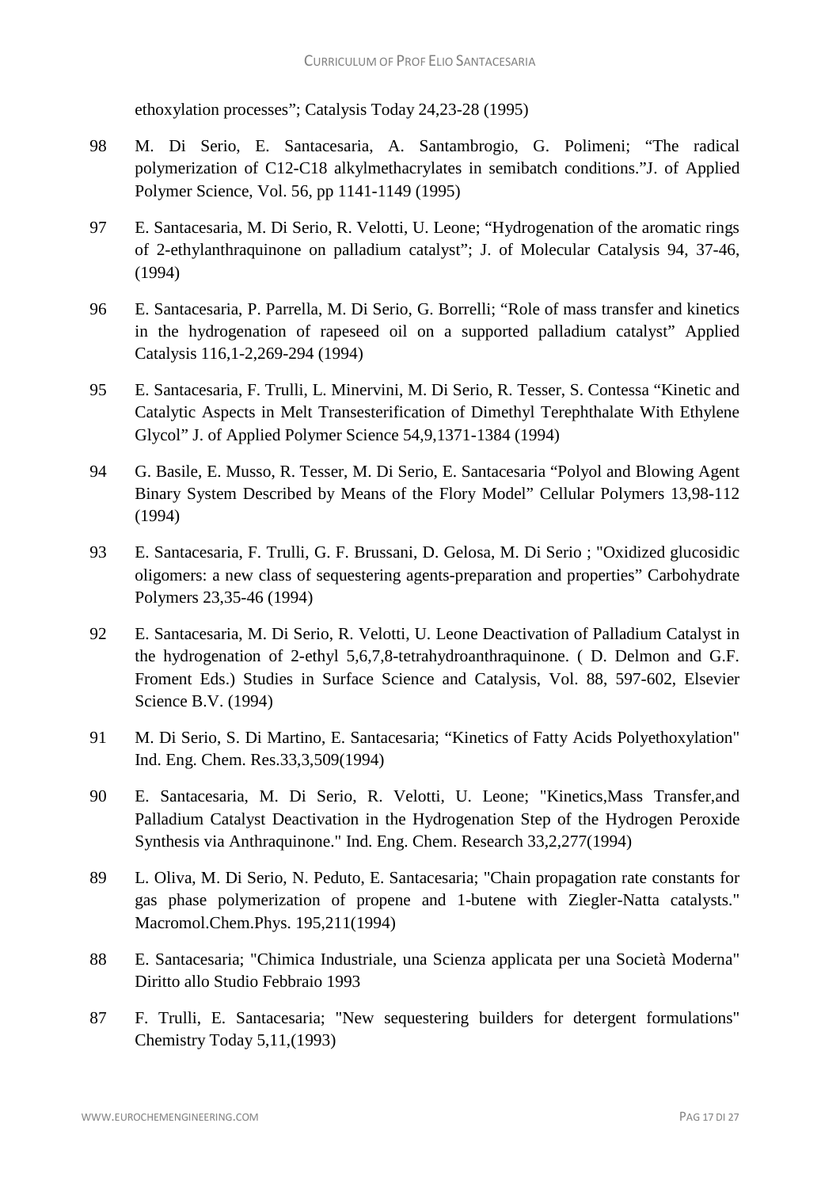ethoxylation processes"; Catalysis Today 24,23-28 (1995)

98 M. Di Serio, E. Santacesaria, A. Santambrogio, G. Polimeni; "The radical polymerization of C12-C18 alkylmethacrylates in semibatch conditions."J. of Applied Polymer Science, Vol. 56, pp 1141-1149 (1995)

97 E. Santacesaria, M. Di Serio, R. Velotti, U. Leone; "Hydrogenation of the aromatic rings of 2-ethylanthraquinone on palladium catalyst"; J. of Molecular Catalysis 94, 37-46, (1994)

96 E. Santacesaria, P. Parrella, M. Di Serio, G. Borrelli; "Role of mass transfer and kinetics in the hydrogenation of rapeseed oil on a supported palladium catalyst" Applied Catalysis 116,1-2,269-294 (1994)

95 E. Santacesaria, F. Trulli, L. Minervini, M. Di Serio, R. Tesser, S. Contessa "Kinetic and Catalytic Aspects in Melt Transesterification of Dimethyl Terephthalate With Ethylene Glycol" J. of Applied Polymer Science 54,9,1371-1384 (1994)

94 G. Basile, E. Musso, R. Tesser, M. Di Serio, E. Santacesaria "Polyol and Blowing Agent Binary System Described by Means of the Flory Model" Cellular Polymers 13,98-112 (1994)

93 E. Santacesaria, F. Trulli, G. F. Brussani, D. Gelosa, M. Di Serio ; "Oxidized glucosidic oligomers: a new class of sequestering agents-preparation and properties" Carbohydrate Polymers 23,35-46 (1994)

92 E. Santacesaria, M. Di Serio, R. Velotti, U. Leone Deactivation of Palladium Catalyst in the hydrogenation of 2-ethyl 5,6,7,8-tetrahydroanthraquinone. ( D. Delmon and G.F. Froment Eds.) Studies in Surface Science and Catalysis, Vol. 88, 597-602, Elsevier Science B.V. (1994)

91 M. Di Serio, S. Di Martino, E. Santacesaria; "Kinetics of Fatty Acids Polyethoxylation" Ind. Eng. Chem. Res.33,3,509(1994)

90 E. Santacesaria, M. Di Serio, R. Velotti, U. Leone; "Kinetics,Mass Transfer,and Palladium Catalyst Deactivation in the Hydrogenation Step of the Hydrogen Peroxide Synthesis via Anthraquinone." Ind. Eng. Chem. Research 33,2,277(1994)

89 L. Oliva, M. Di Serio, N. Peduto, E. Santacesaria; "Chain propagation rate constants for gas phase polymerization of propene and 1-butene with Ziegler-Natta catalysts." Macromol.Chem.Phys. 195,211(1994)

88 E. Santacesaria; "Chimica Industriale, una Scienza applicata per una Società Moderna" Diritto allo Studio Febbraio 1993

87 F. Trulli, E. Santacesaria; "New sequestering builders for detergent formulations" Chemistry Today 5,11,(1993)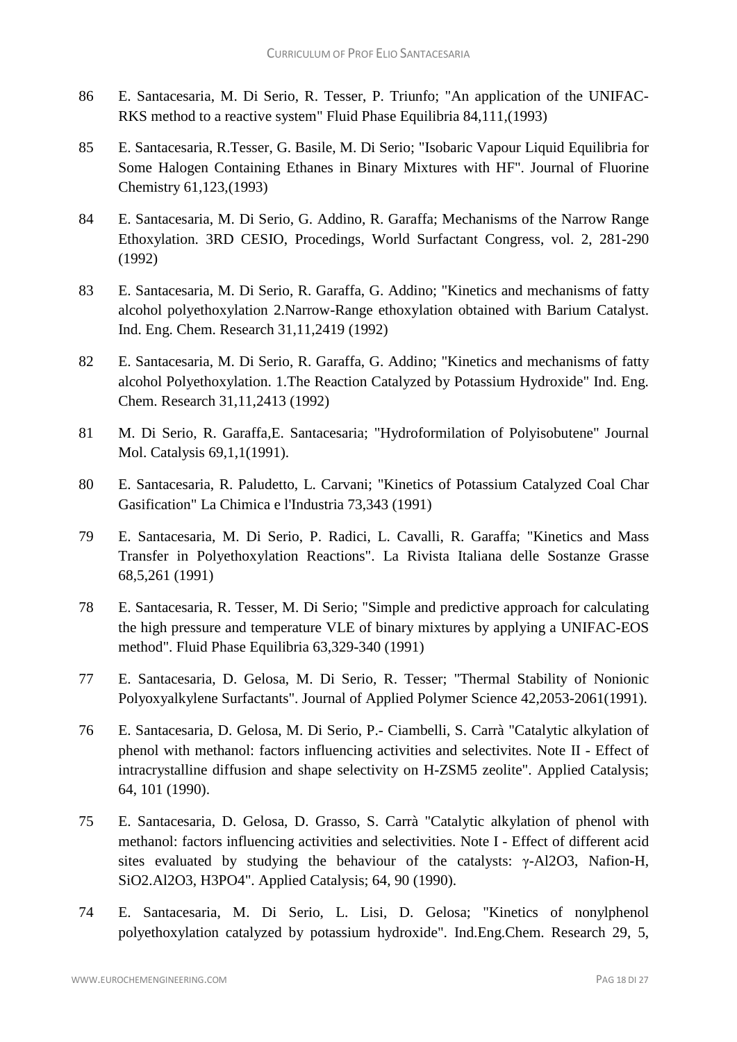86 E. Santacesaria, M. Di Serio, R. Tesser, P. Triunfo; "An application of the UNIFAC-RKS method to a reactive system" Fluid Phase Equilibria 84,111,(1993)

85 E. Santacesaria, R.Tesser, G. Basile, M. Di Serio; "Isobaric Vapour Liquid Equilibria for Some Halogen Containing Ethanes in Binary Mixtures with HF". Journal of Fluorine Chemistry 61,123,(1993)

84 E. Santacesaria, M. Di Serio, G. Addino, R. Garaffa; Mechanisms of the Narrow Range Ethoxylation. 3RD CESIO, Procedings, World Surfactant Congress, vol. 2, 281-290 (1992)

83 E. Santacesaria, M. Di Serio, R. Garaffa, G. Addino; "Kinetics and mechanisms of fatty alcohol polyethoxylation 2.Narrow-Range ethoxylation obtained with Barium Catalyst. Ind. Eng. Chem. Research 31,11,2419 (1992)

82 E. Santacesaria, M. Di Serio, R. Garaffa, G. Addino; "Kinetics and mechanisms of fatty alcohol Polyethoxylation. 1.The Reaction Catalyzed by Potassium Hydroxide" Ind. Eng. Chem. Research 31,11,2413 (1992)

81 M. Di Serio, R. Garaffa,E. Santacesaria; "Hydroformilation of Polyisobutene" Journal Mol. Catalysis 69,1,1(1991).

80 E. Santacesaria, R. Paludetto, L. Carvani; "Kinetics of Potassium Catalyzed Coal Char Gasification" La Chimica e l'Industria 73,343 (1991)

79 E. Santacesaria, M. Di Serio, P. Radici, L. Cavalli, R. Garaffa; "Kinetics and Mass Transfer in Polyethoxylation Reactions". La Rivista Italiana delle Sostanze Grasse 68,5,261 (1991)

78 E. Santacesaria, R. Tesser, M. Di Serio; "Simple and predictive approach for calculating the high pressure and temperature VLE of binary mixtures by applying a UNIFAC-EOS method". Fluid Phase Equilibria 63,329-340 (1991)

77 E. Santacesaria, D. Gelosa, M. Di Serio, R. Tesser; "Thermal Stability of Nonionic Polyoxyalkylene Surfactants". Journal of Applied Polymer Science 42,2053-2061(1991).

76 E. Santacesaria, D. Gelosa, M. Di Serio, P.- Ciambelli, S. Carrà "Catalytic alkylation of phenol with methanol: factors influencing activities and selectivites. Note II - Effect of intracrystalline diffusion and shape selectivity on H-ZSM5 zeolite". Applied Catalysis; 64, 101 (1990).

75 E. Santacesaria, D. Gelosa, D. Grasso, S. Carrà "Catalytic alkylation of phenol with methanol: factors influencing activities and selectivities. Note I - Effect of different acid sites evaluated by studying the behaviour of the catalysts: $\gamma$-$Al_2O_3$, Nafion-H, $SiO_2.Al_2O_3$, $H_3PO_4$". Applied Catalysis; 64, 90 (1990).

74 E. Santacesaria, M. Di Serio, L. Lisi, D. Gelosa; "Kinetics of nonylphenol polyethoxylation catalyzed by potassium hydroxide". Ind.Eng.Chem. Research 29, 5,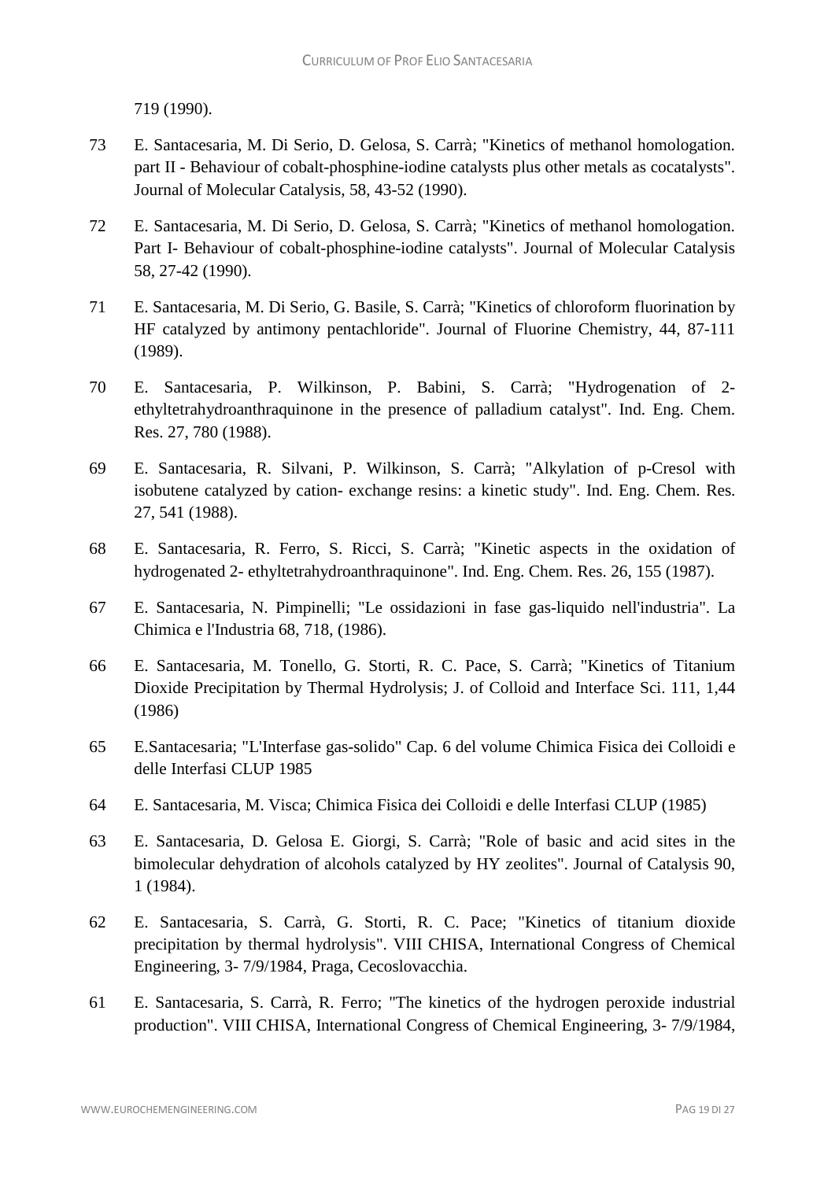719 (1990).

73 E. Santacesaria, M. Di Serio, D. Gelosa, S. Carrà; "Kinetics of methanol homologation. part II - Behaviour of cobalt-phosphine-iodine catalysts plus other metals as cocatalysts". Journal of Molecular Catalysis, 58, 43-52 (1990).

72 E. Santacesaria, M. Di Serio, D. Gelosa, S. Carrà; "Kinetics of methanol homologation. Part I- Behaviour of cobalt-phosphine-iodine catalysts". Journal of Molecular Catalysis 58, 27-42 (1990).

71 E. Santacesaria, M. Di Serio, G. Basile, S. Carrà; "Kinetics of chloroform fluorination by HF catalyzed by antimony pentachloride". Journal of Fluorine Chemistry, 44, 87-111 (1989).

70 E. Santacesaria, P. Wilkinson, P. Babini, S. Carrà; "Hydrogenation of 2-ethyltetrahydroanthraquinone in the presence of palladium catalyst". Ind. Eng. Chem. Res. 27, 780 (1988).

69 E. Santacesaria, R. Silvani, P. Wilkinson, S. Carrà; "Alkylation of p-Cresol with isobutene catalyzed by cation- exchange resins: a kinetic study". Ind. Eng. Chem. Res. 27, 541 (1988).

68 E. Santacesaria, R. Ferro, S. Ricci, S. Carrà; "Kinetic aspects in the oxidation of hydrogenated 2- ethyltetrahydroanthraquinone". Ind. Eng. Chem. Res. 26, 155 (1987).

67 E. Santacesaria, N. Pimpinelli; "Le ossidazioni in fase gas-liquido nell'industria". La Chimica e l'Industria 68, 718, (1986).

66 E. Santacesaria, M. Tonello, G. Storti, R. C. Pace, S. Carrà; "Kinetics of Titanium Dioxide Precipitation by Thermal Hydrolysis; J. of Colloid and Interface Sci. 111, 1,44 (1986)

65 E.Santacesaria; "L'Interfase gas-solido" Cap. 6 del volume Chimica Fisica dei Colloidi e delle Interfasi CLUP 1985

64 E. Santacesaria, M. Visca; Chimica Fisica dei Colloidi e delle Interfasi CLUP (1985)

63 E. Santacesaria, D. Gelosa E. Giorgi, S. Carrà; "Role of basic and acid sites in the bimolecular dehydration of alcohols catalyzed by HY zeolites". Journal of Catalysis 90, 1 (1984).

62 E. Santacesaria, S. Carrà, G. Storti, R. C. Pace; "Kinetics of titanium dioxide precipitation by thermal hydrolysis". VIII CHISA, International Congress of Chemical Engineering, 3- 7/9/1984, Praga, Cecoslovacchia.

61 E. Santacesaria, S. Carrà, R. Ferro; "The kinetics of the hydrogen peroxide industrial production". VIII CHISA, International Congress of Chemical Engineering, 3- 7/9/1984,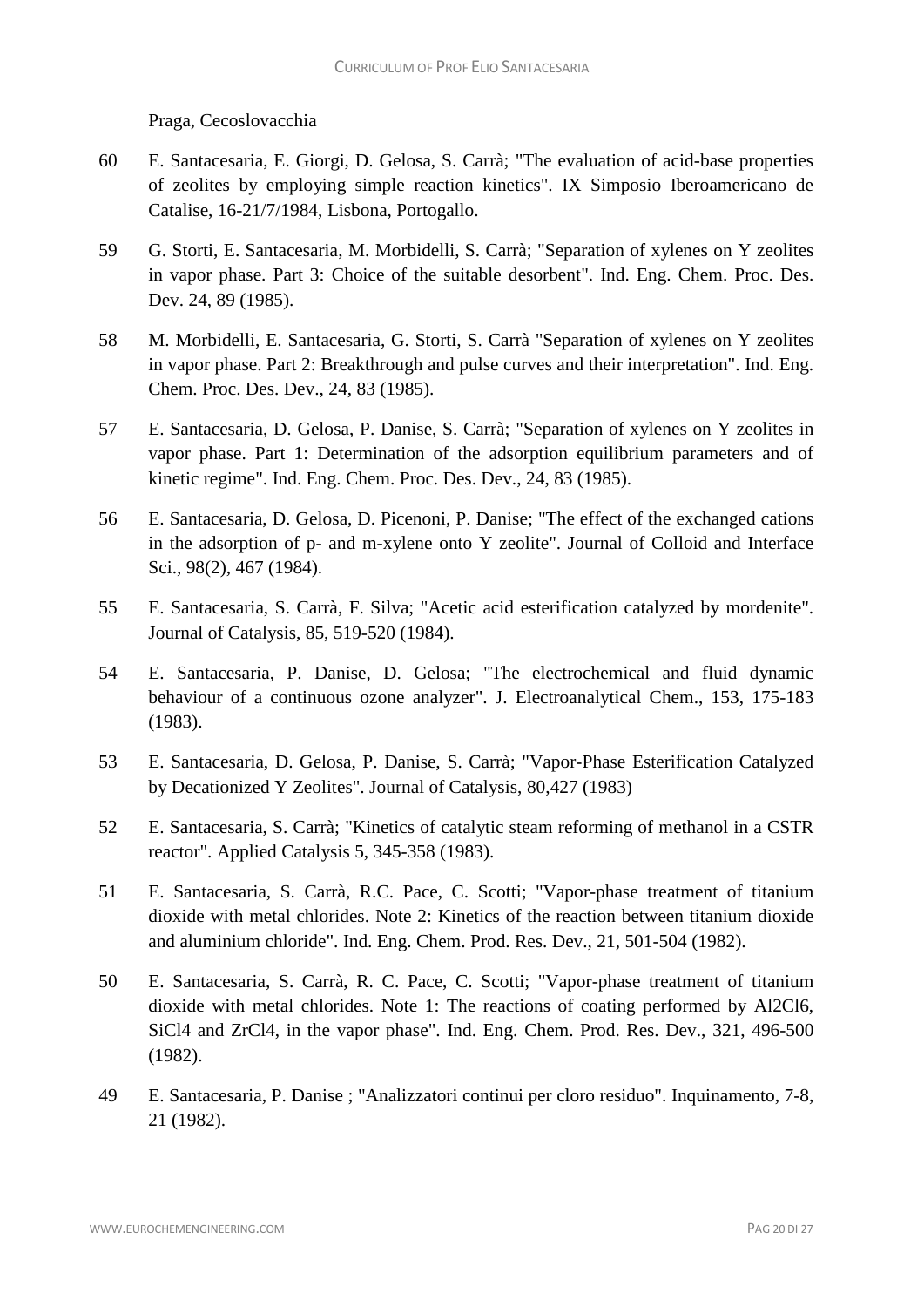Praga, Cecoslovacchia

60 E. Santacesaria, E. Giorgi, D. Gelosa, S. Carrà; "The evaluation of acid-base properties of zeolites by employing simple reaction kinetics". IX Simposio Iberoamericano de Catalise, 16-21/7/1984, Lisbona, Portogallo.

59 G. Storti, E. Santacesaria, M. Morbidelli, S. Carrà; "Separation of xylenes on Y zeolites in vapor phase. Part 3: Choice of the suitable desorbent". Ind. Eng. Chem. Proc. Des. Dev. 24, 89 (1985).

58 M. Morbidelli, E. Santacesaria, G. Storti, S. Carrà "Separation of xylenes on Y zeolites in vapor phase. Part 2: Breakthrough and pulse curves and their interpretation". Ind. Eng. Chem. Proc. Des. Dev., 24, 83 (1985).

57 E. Santacesaria, D. Gelosa, P. Danise, S. Carrà; "Separation of xylenes on Y zeolites in vapor phase. Part 1: Determination of the adsorption equilibrium parameters and of kinetic regime". Ind. Eng. Chem. Proc. Des. Dev., 24, 83 (1985).

56 E. Santacesaria, D. Gelosa, D. Picenoni, P. Danise; "The effect of the exchanged cations in the adsorption of p- and m-xylene onto Y zeolite". Journal of Colloid and Interface Sci., 98(2), 467 (1984).

55 E. Santacesaria, S. Carrà, F. Silva; "Acetic acid esterification catalyzed by mordenite". Journal of Catalysis, 85, 519-520 (1984).

54 E. Santacesaria, P. Danise, D. Gelosa; "The electrochemical and fluid dynamic behaviour of a continuous ozone analyzer". J. Electroanalytical Chem., 153, 175-183 (1983).

53 E. Santacesaria, D. Gelosa, P. Danise, S. Carrà; "Vapor-Phase Esterification Catalyzed by Decationized Y Zeolites". Journal of Catalysis, 80,427 (1983)

52 E. Santacesaria, S. Carrà; "Kinetics of catalytic steam reforming of methanol in a CSTR reactor". Applied Catalysis 5, 345-358 (1983).

51 E. Santacesaria, S. Carrà, R.C. Pace, C. Scotti; "Vapor-phase treatment of titanium dioxide with metal chlorides. Note 2: Kinetics of the reaction between titanium dioxide and aluminium chloride". Ind. Eng. Chem. Prod. Res. Dev., 21, 501-504 (1982).

50 E. Santacesaria, S. Carrà, R. C. Pace, C. Scotti; "Vapor-phase treatment of titanium dioxide with metal chlorides. Note 1: The reactions of coating performed by $Al_2Cl_6$, $SiCl_4$ and $ZrCl_4$, in the vapor phase". Ind. Eng. Chem. Prod. Res. Dev., 321, 496-500 (1982).

49 E. Santacesaria, P. Danise ; "Analizzatori continui per cloro residuo". Inquinamento, 7-8, 21 (1982).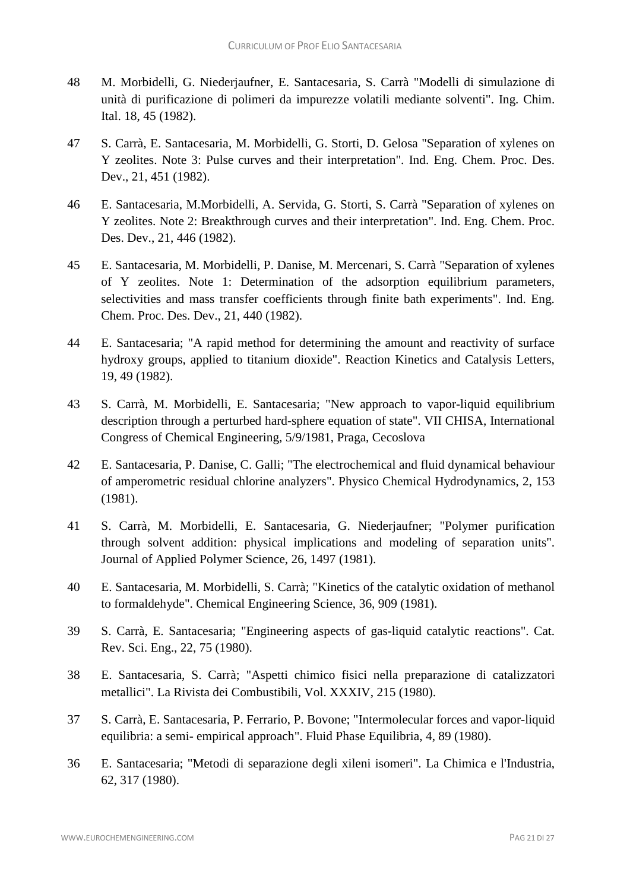48 M. Morbidelli, G. Niederjaufner, E. Santacesaria, S. Carrà "Modelli di simulazione di unità di purificazione di polimeri da impurezze volatili mediante solventi". Ing. Chim. Ital. 18, 45 (1982).

47 S. Carrà, E. Santacesaria, M. Morbidelli, G. Storti, D. Gelosa "Separation of xylenes on Y zeolites. Note 3: Pulse curves and their interpretation". Ind. Eng. Chem. Proc. Des. Dev., 21, 451 (1982).

46 E. Santacesaria, M.Morbidelli, A. Servida, G. Storti, S. Carrà "Separation of xylenes on Y zeolites. Note 2: Breakthrough curves and their interpretation". Ind. Eng. Chem. Proc. Des. Dev., 21, 446 (1982).

45 E. Santacesaria, M. Morbidelli, P. Danise, M. Mercenari, S. Carrà "Separation of xylenes of Y zeolites. Note 1: Determination of the adsorption equilibrium parameters, selectivities and mass transfer coefficients through finite bath experiments". Ind. Eng. Chem. Proc. Des. Dev., 21, 440 (1982).

44 E. Santacesaria; "A rapid method for determining the amount and reactivity of surface hydroxy groups, applied to titanium dioxide". Reaction Kinetics and Catalysis Letters, 19, 49 (1982).

43 S. Carrà, M. Morbidelli, E. Santacesaria; "New approach to vapor-liquid equilibrium description through a perturbed hard-sphere equation of state". VII CHISA, International Congress of Chemical Engineering, 5/9/1981, Praga, Cecoslova

42 E. Santacesaria, P. Danise, C. Galli; "The electrochemical and fluid dynamical behaviour of amperometric residual chlorine analyzers". Physico Chemical Hydrodynamics, 2, 153 (1981).

41 S. Carrà, M. Morbidelli, E. Santacesaria, G. Niederjaufner; "Polymer purification through solvent addition: physical implications and modeling of separation units". Journal of Applied Polymer Science, 26, 1497 (1981).

40 E. Santacesaria, M. Morbidelli, S. Carrà; "Kinetics of the catalytic oxidation of methanol to formaldehyde". Chemical Engineering Science, 36, 909 (1981).

39 S. Carrà, E. Santacesaria; "Engineering aspects of gas-liquid catalytic reactions". Cat. Rev. Sci. Eng., 22, 75 (1980).

38 E. Santacesaria, S. Carrà; "Aspetti chimico fisici nella preparazione di catalizzatori metallici". La Rivista dei Combustibili, Vol. XXXIV, 215 (1980).

37 S. Carrà, E. Santacesaria, P. Ferrario, P. Bovone; "Intermolecular forces and vapor-liquid equilibria: a semi- empirical approach". Fluid Phase Equilibria, 4, 89 (1980).

36 E. Santacesaria; "Metodi di separazione degli xileni isomeri". La Chimica e l'Industria, 62, 317 (1980).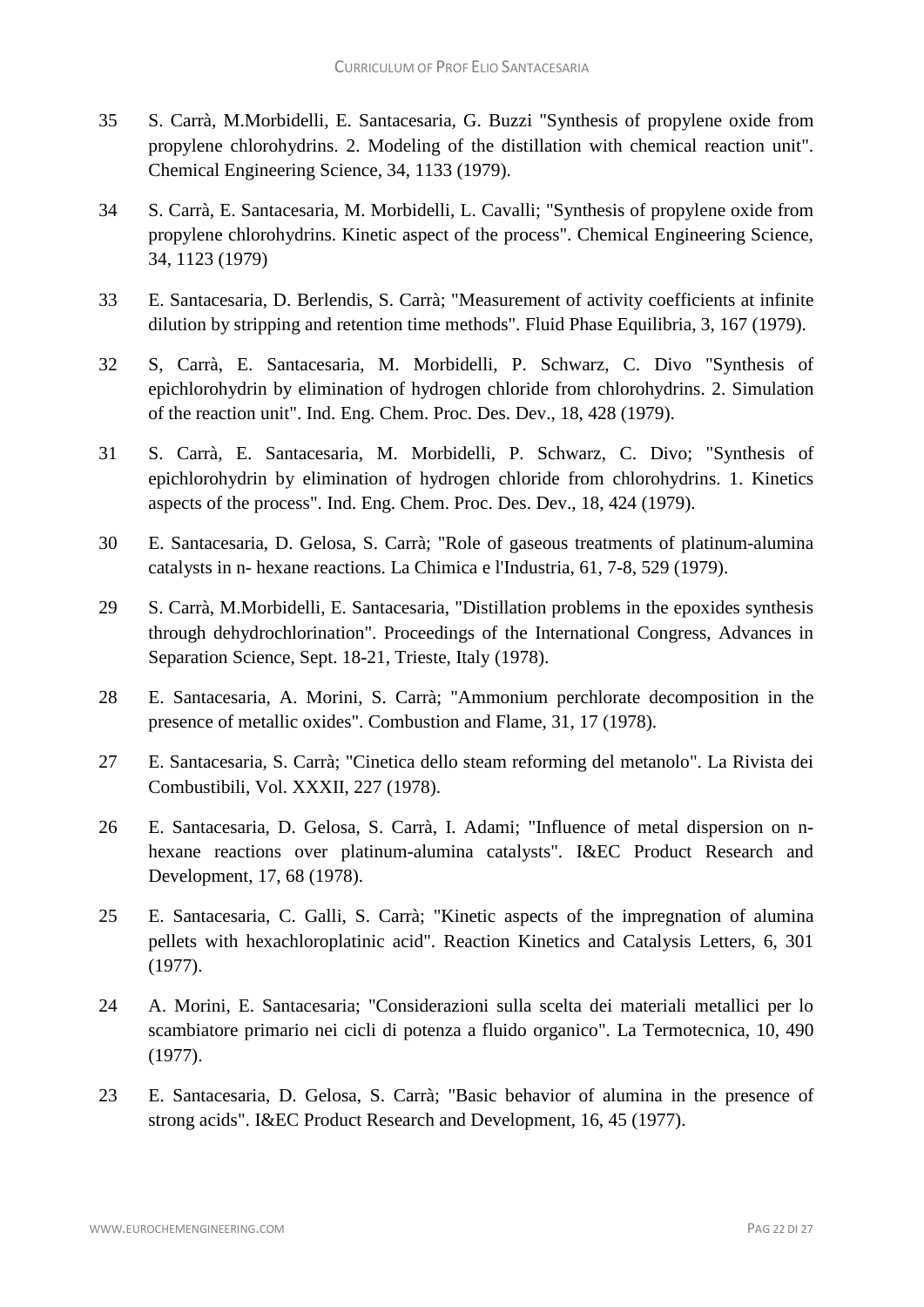35 S. Carrà, M.Morbidelli, E. Santacesaria, G. Buzzi "Synthesis of propylene oxide from propylene chlorohydrins. 2. Modeling of the distillation with chemical reaction unit". Chemical Engineering Science, 34, 1133 (1979).

34 S. Carrà, E. Santacesaria, M. Morbidelli, L. Cavalli; "Synthesis of propylene oxide from propylene chlorohydrins. Kinetic aspect of the process". Chemical Engineering Science, 34, 1123 (1979)

33 E. Santacesaria, D. Berlendis, S. Carrà; "Measurement of activity coefficients at infinite dilution by stripping and retention time methods". Fluid Phase Equilibria, 3, 167 (1979).

32 S, Carrà, E. Santacesaria, M. Morbidelli, P. Schwarz, C. Divo "Synthesis of epichlorohydrin by elimination of hydrogen chloride from chlorohydrins. 2. Simulation of the reaction unit". Ind. Eng. Chem. Proc. Des. Dev., 18, 428 (1979).

31 S. Carrà, E. Santacesaria, M. Morbidelli, P. Schwarz, C. Divo; "Synthesis of epichlorohydrin by elimination of hydrogen chloride from chlorohydrins. 1. Kinetics aspects of the process". Ind. Eng. Chem. Proc. Des. Dev., 18, 424 (1979).

30 E. Santacesaria, D. Gelosa, S. Carrà; "Role of gaseous treatments of platinum-alumina catalysts in n- hexane reactions. La Chimica e l'Industria, 61, 7-8, 529 (1979).

29 S. Carrà, M.Morbidelli, E. Santacesaria, "Distillation problems in the epoxides synthesis through dehydrochlorination". Proceedings of the International Congress, Advances in Separation Science, Sept. 18-21, Trieste, Italy (1978).

28 E. Santacesaria, A. Morini, S. Carrà; "Ammonium perchlorate decomposition in the presence of metallic oxides". Combustion and Flame, 31, 17 (1978).

27 E. Santacesaria, S. Carrà; "Cinetica dello steam reforming del metanolo". La Rivista dei Combustibili, Vol. XXXII, 227 (1978).

26 E. Santacesaria, D. Gelosa, S. Carrà, I. Adami; "Influence of metal dispersion on n-hexane reactions over platinum-alumina catalysts". I&EC Product Research and Development, 17, 68 (1978).

25 E. Santacesaria, C. Galli, S. Carrà; "Kinetic aspects of the impregnation of alumina pellets with hexachloroplatinic acid". Reaction Kinetics and Catalysis Letters, 6, 301 (1977).

24 A. Morini, E. Santacesaria; "Considerazioni sulla scelta dei materiali metallici per lo scambiatore primario nei cicli di potenza a fluido organico". La Termotecnica, 10, 490 (1977).

23 E. Santacesaria, D. Gelosa, S. Carrà; "Basic behavior of alumina in the presence of strong acids". I&EC Product Research and Development, 16, 45 (1977).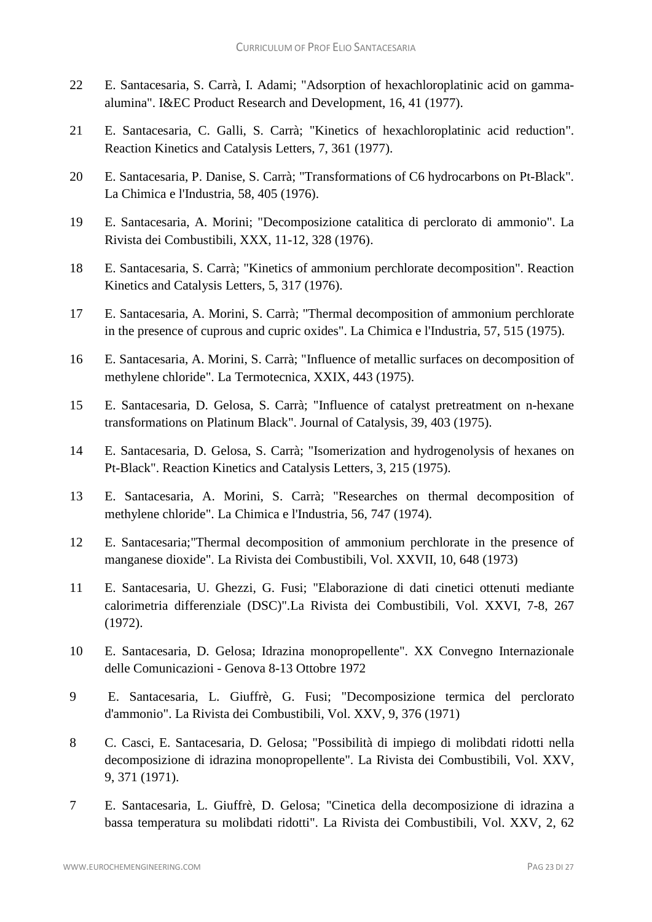22 E. Santacesaria, S. Carrà, I. Adami; "Adsorption of hexachloroplatinic acid on gamma-alumina". I&EC Product Research and Development, 16, 41 (1977).

21 E. Santacesaria, C. Galli, S. Carrà; "Kinetics of hexachloroplatinic acid reduction". Reaction Kinetics and Catalysis Letters, 7, 361 (1977).

20 E. Santacesaria, P. Danise, S. Carrà; "Transformations of C6 hydrocarbons on Pt-Black". La Chimica e l'Industria, 58, 405 (1976).

19 E. Santacesaria, A. Morini; "Decomposizione catalitica di perclorato di ammonio". La Rivista dei Combustibili, XXX, 11-12, 328 (1976).

18 E. Santacesaria, S. Carrà; "Kinetics of ammonium perchlorate decomposition". Reaction Kinetics and Catalysis Letters, 5, 317 (1976).

17 E. Santacesaria, A. Morini, S. Carrà; "Thermal decomposition of ammonium perchlorate in the presence of cuprous and cupric oxides". La Chimica e l'Industria, 57, 515 (1975).

16 E. Santacesaria, A. Morini, S. Carrà; "Influence of metallic surfaces on decomposition of methylene chloride". La Termotecnica, XXIX, 443 (1975).

15 E. Santacesaria, D. Gelosa, S. Carrà; "Influence of catalyst pretreatment on n-hexane transformations on Platinum Black". Journal of Catalysis, 39, 403 (1975).

14 E. Santacesaria, D. Gelosa, S. Carrà; "Isomerization and hydrogenolysis of hexanes on Pt-Black". Reaction Kinetics and Catalysis Letters, 3, 215 (1975).

13 E. Santacesaria, A. Morini, S. Carrà; "Researches on thermal decomposition of methylene chloride". La Chimica e l'Industria, 56, 747 (1974).

12 E. Santacesaria;"Thermal decomposition of ammonium perchlorate in the presence of manganese dioxide". La Rivista dei Combustibili, Vol. XXVII, 10, 648 (1973)

11 E. Santacesaria, U. Ghezzi, G. Fusi; "Elaborazione di dati cinetici ottenuti mediante calorimetria differenziale (DSC)".La Rivista dei Combustibili, Vol. XXVI, 7-8, 267 (1972).

10 E. Santacesaria, D. Gelosa; Idrazina monopropellente". XX Convegno Internazionale delle Comunicazioni - Genova 8-13 Ottobre 1972

9 E. Santacesaria, L. Giuffrè, G. Fusi; "Decomposizione termica del perclorato d'ammonio". La Rivista dei Combustibili, Vol. XXV, 9, 376 (1971)

8 C. Casci, E. Santacesaria, D. Gelosa; "Possibilità di impiego di molibdati ridotti nella decomposizione di idrazina monopropellente". La Rivista dei Combustibili, Vol. XXV, 9, 371 (1971).

7 E. Santacesaria, L. Giuffrè, D. Gelosa; "Cinetica della decomposizione di idrazina a bassa temperatura su molibdati ridotti". La Rivista dei Combustibili, Vol. XXV, 2, 62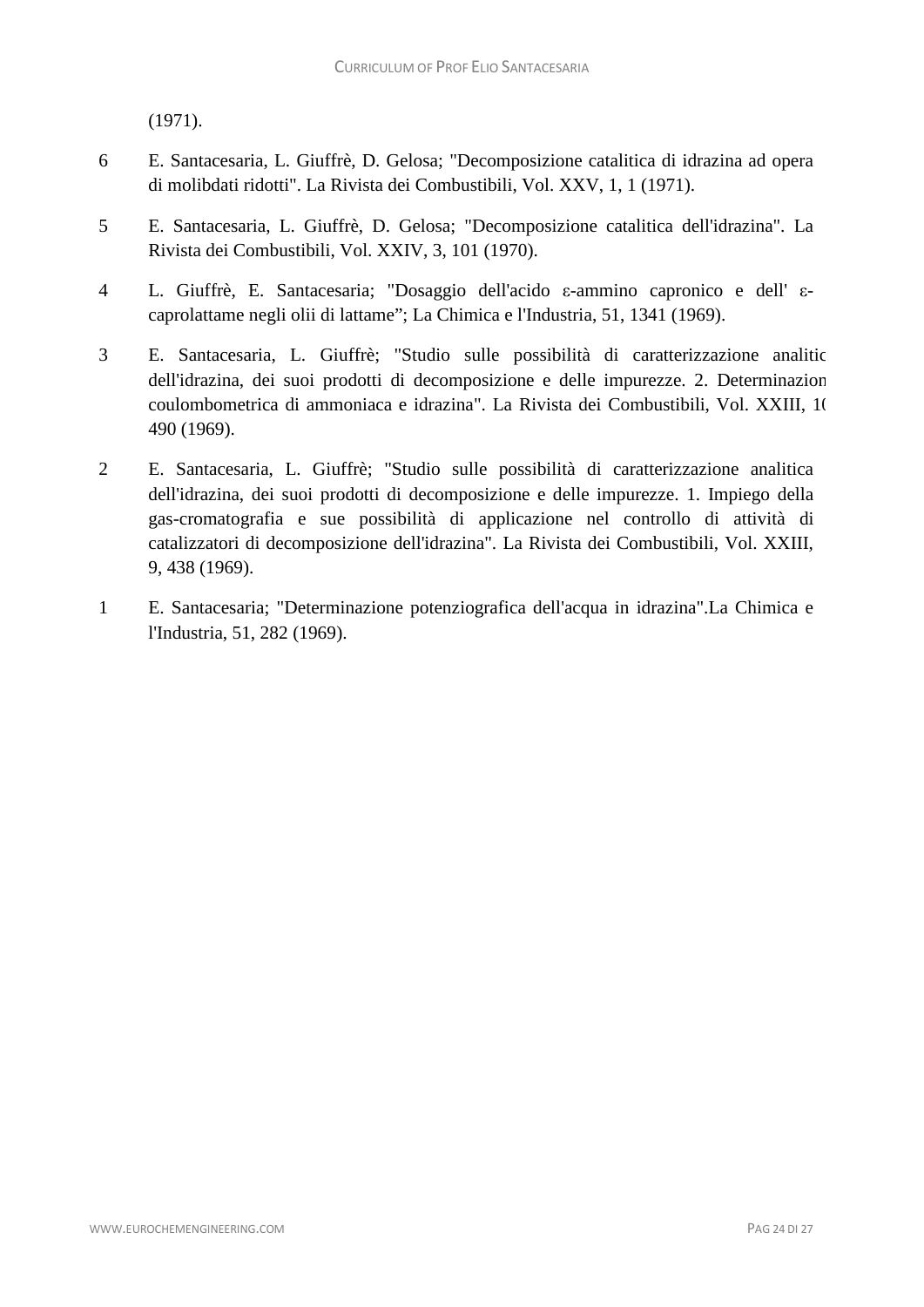(1971).

6 E. Santacesaria, L. Giuffrè, D. Gelosa; "Decomposizione catalitica di idrazina ad opera di molibdati ridotti". La Rivista dei Combustibili, Vol. XXV, 1, 1 (1971).

5 E. Santacesaria, L. Giuffrè, D. Gelosa; "Decomposizione catalitica dell'idrazina". La Rivista dei Combustibili, Vol. XXIV, 3, 101 (1970).

4 L. Giuffrè, E. Santacesaria; "Dosaggio dell'acido ε-ammino capronico e dell' ε-caprolattame negli olii di lattame"; La Chimica e l'Industria, 51, 1341 (1969).

3 E. Santacesaria, L. Giuffrè; "Studio sulle possibilità di caratterizzazione analitic dell'idrazina, dei suoi prodotti di decomposizione e delle impurezze. 2. Determinazion coulombometrica di ammoniaca e idrazina". La Rivista dei Combustibili, Vol. XXIII, 1( 490 (1969).

2 E. Santacesaria, L. Giuffrè; "Studio sulle possibilità di caratterizzazione analitica dell'idrazina, dei suoi prodotti di decomposizione e delle impurezze. 1. Impiego della gas-cromatografia e sue possibilità di applicazione nel controllo di attività di catalizzatori di decomposizione dell'idrazina". La Rivista dei Combustibili, Vol. XXIII, 9, 438 (1969).

1 E. Santacesaria; "Determinazione potenziografica dell'acqua in idrazina".La Chimica e l'Industria, 51, 282 (1969).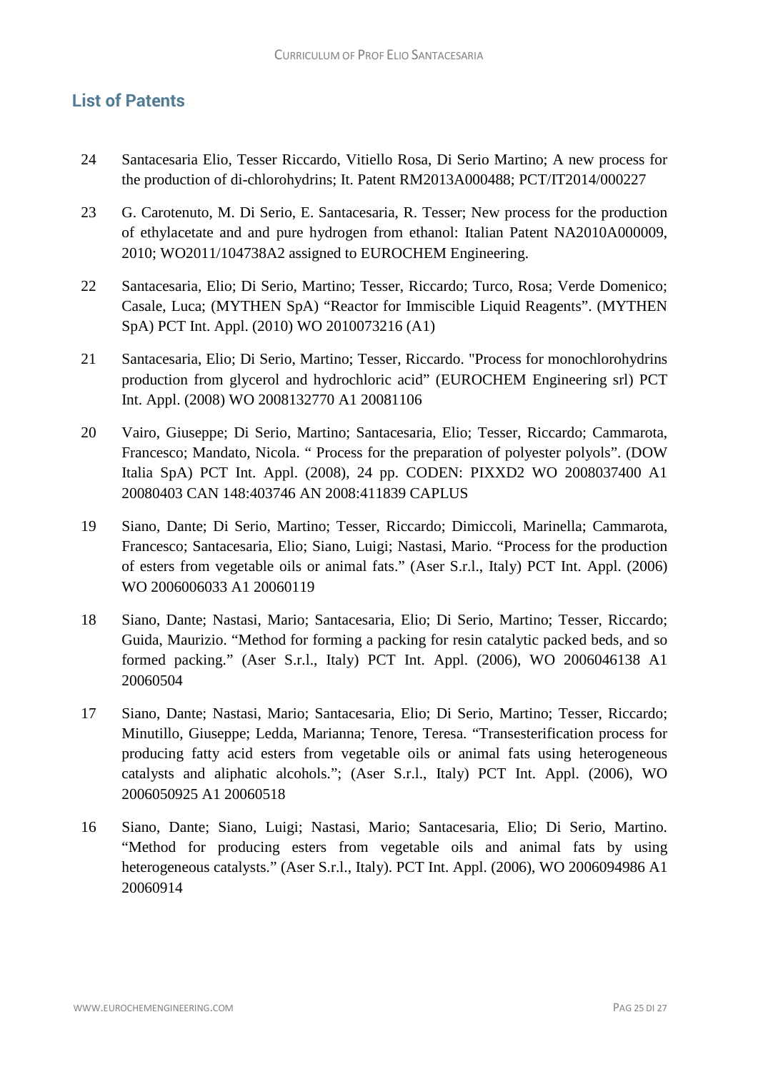## List of Patents

24 Santacesaria Elio, Tesser Riccardo, Vitiello Rosa, Di Serio Martino; A new process for the production of di-chlorohydrins; It. Patent RM2013A000488; PCT/IT2014/000227

23 G. Carotenuto, M. Di Serio, E. Santacesaria, R. Tesser; New process for the production of ethylacetate and and pure hydrogen from ethanol: Italian Patent NA2010A000009, 2010; WO2011/104738A2 assigned to EUROCHEM Engineering.

22 Santacesaria, Elio; Di Serio, Martino; Tesser, Riccardo; Turco, Rosa; Verde Domenico; Casale, Luca; (MYTHEN SpA) "Reactor for Immiscible Liquid Reagents". (MYTHEN SpA) PCT Int. Appl. (2010) WO 2010073216 (A1)

21 Santacesaria, Elio; Di Serio, Martino; Tesser, Riccardo. "Process for monochlorohydrins production from glycerol and hydrochloric acid" (EUROCHEM Engineering srl) PCT Int. Appl. (2008) WO 2008132770 A1 20081106

20 Vairo, Giuseppe; Di Serio, Martino; Santacesaria, Elio; Tesser, Riccardo; Cammarota, Francesco; Mandato, Nicola. " Process for the preparation of polyester polyols". (DOW Italia SpA) PCT Int. Appl. (2008), 24 pp. CODEN: PIXXD2 WO 2008037400 A1 20080403 CAN 148:403746 AN 2008:411839 CAPLUS

19 Siano, Dante; Di Serio, Martino; Tesser, Riccardo; Dimiccoli, Marinella; Cammarota, Francesco; Santacesaria, Elio; Siano, Luigi; Nastasi, Mario. "Process for the production of esters from vegetable oils or animal fats." (Aser S.r.l., Italy) PCT Int. Appl. (2006) WO 2006006033 A1 20060119

18 Siano, Dante; Nastasi, Mario; Santacesaria, Elio; Di Serio, Martino; Tesser, Riccardo; Guida, Maurizio. "Method for forming a packing for resin catalytic packed beds, and so formed packing." (Aser S.r.l., Italy) PCT Int. Appl. (2006), WO 2006046138 A1 20060504

17 Siano, Dante; Nastasi, Mario; Santacesaria, Elio; Di Serio, Martino; Tesser, Riccardo; Minutillo, Giuseppe; Ledda, Marianna; Tenore, Teresa. "Transesterification process for producing fatty acid esters from vegetable oils or animal fats using heterogeneous catalysts and aliphatic alcohols."; (Aser S.r.l., Italy) PCT Int. Appl. (2006), WO 2006050925 A1 20060518

16 Siano, Dante; Siano, Luigi; Nastasi, Mario; Santacesaria, Elio; Di Serio, Martino. "Method for producing esters from vegetable oils and animal fats by using heterogeneous catalysts." (Aser S.r.l., Italy). PCT Int. Appl. (2006), WO 2006094986 A1 20060914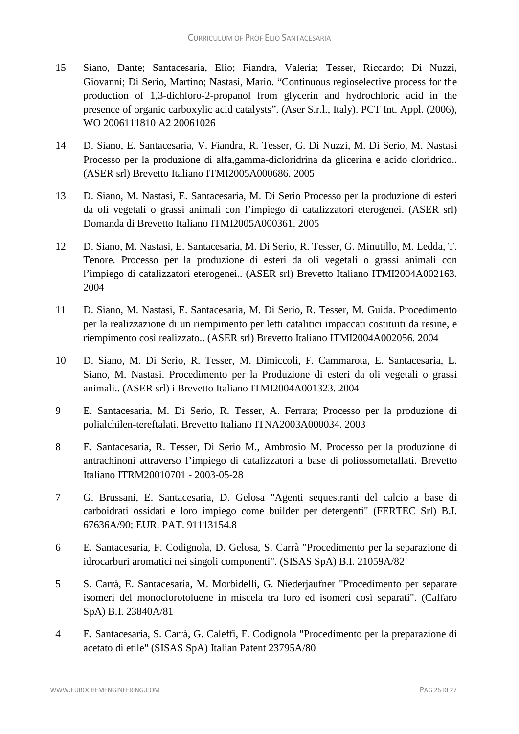15 Siano, Dante; Santacesaria, Elio; Fiandra, Valeria; Tesser, Riccardo; Di Nuzzi, Giovanni; Di Serio, Martino; Nastasi, Mario. “Continuous regioselective process for the production of 1,3-dichloro-2-propanol from glycerin and hydrochloric acid in the presence of organic carboxylic acid catalysts”. (Aser S.r.l., Italy). PCT Int. Appl. (2006), WO 2006111810 A2 20061026

14 D. Siano, E. Santacesaria, V. Fiandra, R. Tesser, G. Di Nuzzi, M. Di Serio, M. Nastasi Processo per la produzione di alfa,gamma-dicloridrina da glicerina e acido cloridrico.. (ASER srl) Brevetto Italiano ITMI2005A000686. 2005

13 D. Siano, M. Nastasi, E. Santacesaria, M. Di Serio Processo per la produzione di esteri da oli vegetali o grassi animali con l’impiego di catalizzatori eterogenei. (ASER srl) Domanda di Brevetto Italiano ITMI2005A000361. 2005

12 D. Siano, M. Nastasi, E. Santacesaria, M. Di Serio, R. Tesser, G. Minutillo, M. Ledda, T. Tenore. Processo per la produzione di esteri da oli vegetali o grassi animali con l’impiego di catalizzatori eterogenei.. (ASER srl) Brevetto Italiano ITMI2004A002163. 2004

11 D. Siano, M. Nastasi, E. Santacesaria, M. Di Serio, R. Tesser, M. Guida. Procedimento per la realizzazione di un riempimento per letti catalitici impaccati costituiti da resine, e riempimento così realizzato.. (ASER srl) Brevetto Italiano ITMI2004A002056. 2004

10 D. Siano, M. Di Serio, R. Tesser, M. Dimiccoli, F. Cammarota, E. Santacesaria, L. Siano, M. Nastasi. Procedimento per la Produzione di esteri da oli vegetali o grassi animali.. (ASER srl) i Brevetto Italiano ITMI2004A001323. 2004

9 E. Santacesaria, M. Di Serio, R. Tesser, A. Ferrara; Processo per la produzione di polialchilen-tereftalati. Brevetto Italiano ITNA2003A000034. 2003

8 E. Santacesaria, R. Tesser, Di Serio M., Ambrosio M. Processo per la produzione di antrachinoni attraverso l’impiego di catalizzatori a base di poliossometallati. Brevetto Italiano ITRM20010701 - 2003-05-28

7 G. Brussani, E. Santacesaria, D. Gelosa "Agenti sequestranti del calcio a base di carboidrati ossidati e loro impiego come builder per detergenti" (FERTEC Srl) B.I. 67636A/90; EUR. PAT. 91113154.8

6 E. Santacesaria, F. Codignola, D. Gelosa, S. Carrà "Procedimento per la separazione di idrocarburi aromatici nei singoli componenti". (SISAS SpA) B.I. 21059A/82

5 S. Carrà, E. Santacesaria, M. Morbidelli, G. Niederjaufner "Procedimento per separare isomeri del monoclorotoluene in miscela tra loro ed isomeri così separati". (Caffaro SpA) B.I. 23840A/81

4 E. Santacesaria, S. Carrà, G. Caleffi, F. Codignola "Procedimento per la preparazione di acetato di etile" (SISAS SpA) Italian Patent 23795A/80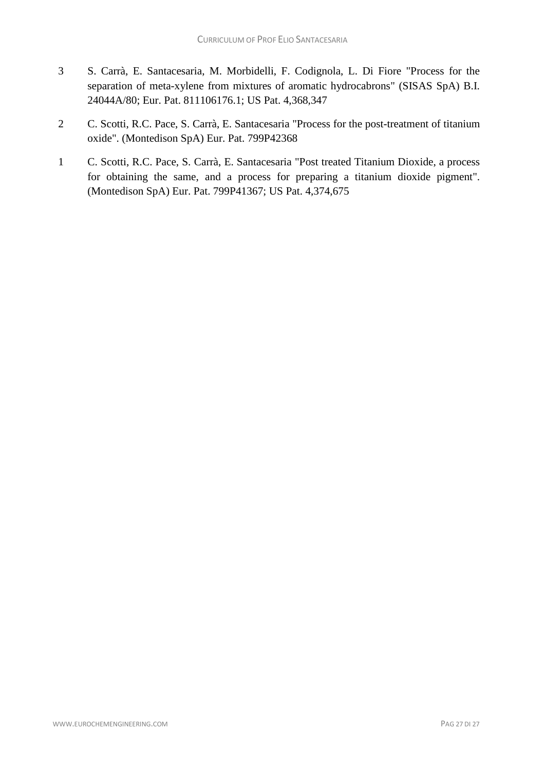3 S. Carrà, E. Santacesaria, M. Morbidelli, F. Codignola, L. Di Fiore "Process for the separation of meta-xylene from mixtures of aromatic hydrocabrons" (SISAS SpA) B.I. 24044A/80; Eur. Pat. 811106176.1; US Pat. 4,368,347

2 C. Scotti, R.C. Pace, S. Carrà, E. Santacesaria "Process for the post-treatment of titanium oxide". (Montedison SpA) Eur. Pat. 799P42368

1 C. Scotti, R.C. Pace, S. Carrà, E. Santacesaria "Post treated Titanium Dioxide, a process for obtaining the same, and a process for preparing a titanium dioxide pigment". (Montedison SpA) Eur. Pat. 799P41367; US Pat. 4,374,675